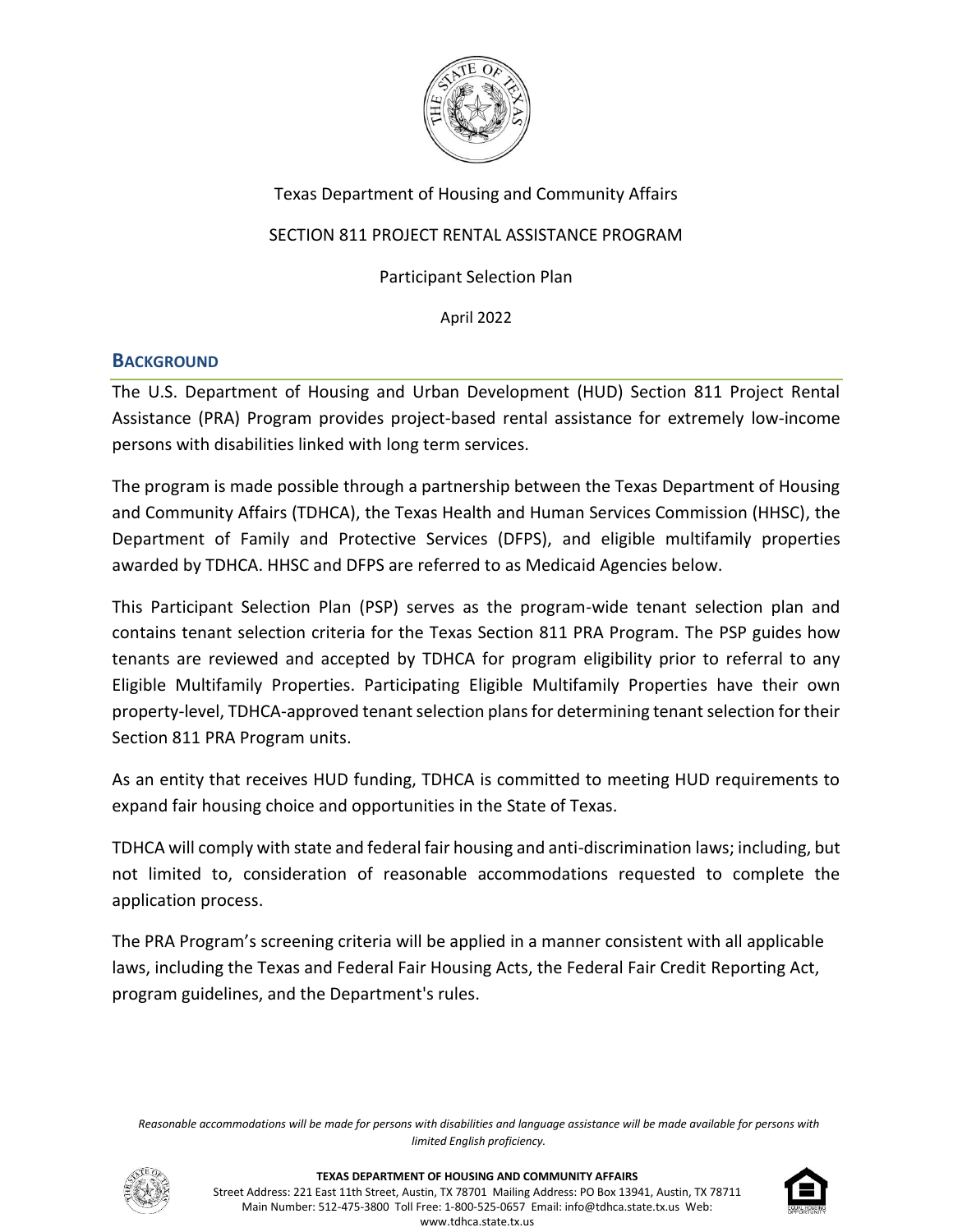Texas Department of Housing and Community Affairs

SECTION 811 PROJECT RENTAL ASSISTANCE PROGRAM

Participant Selection Plan

April 2022

## BACKGROUND

The U.S. Department of Housing and Urban Development (HUD) Section 811 Project Rental Assistance (PRA) Program provides project-based rental assistance for extremely low-income persons with disabilities linked with long term services.

The program is made possible through a partnership between the Texas Department of Housing and Community Affairs (TDHCA), the Texas Health and Human Services Commission (HHSC), the Department of Family and Protective Services (DFPS), and eligible multifamily properties awarded by TDHCA. HHSC and DFPS are referred to as Medicaid Agencies below.

This Participant Selection Plan (PSP) serves as the program-wide tenant selection plan and contains tenant selection criteria for the Texas Section 811 PRA Program. The PSP guides how tenants are reviewed and accepted by TDHCA for program eligibility prior to referral to any Eligible Multifamily Properties. Participating Eligible Multifamily Properties have their own property-level, TDHCA-approved tenant selection plans for determining tenant selection for their Section 811 PRA Program units.

As an entity that receives HUD funding, TDHCA is committed to meeting HUD requirements to expand fair housing choice and opportunities in the State of Texas.

TDHCA will comply with state and federal fair housing and anti-discrimination laws; including, but not limited to, consideration of reasonable accommodations requested to complete the application process.

The PRA Program's screening criteria will be applied in a manner consistent with all applicable laws, including the Texas and Federal Fair Housing Acts, the Federal Fair Credit Reporting Act, program guidelines, and the Department's rules.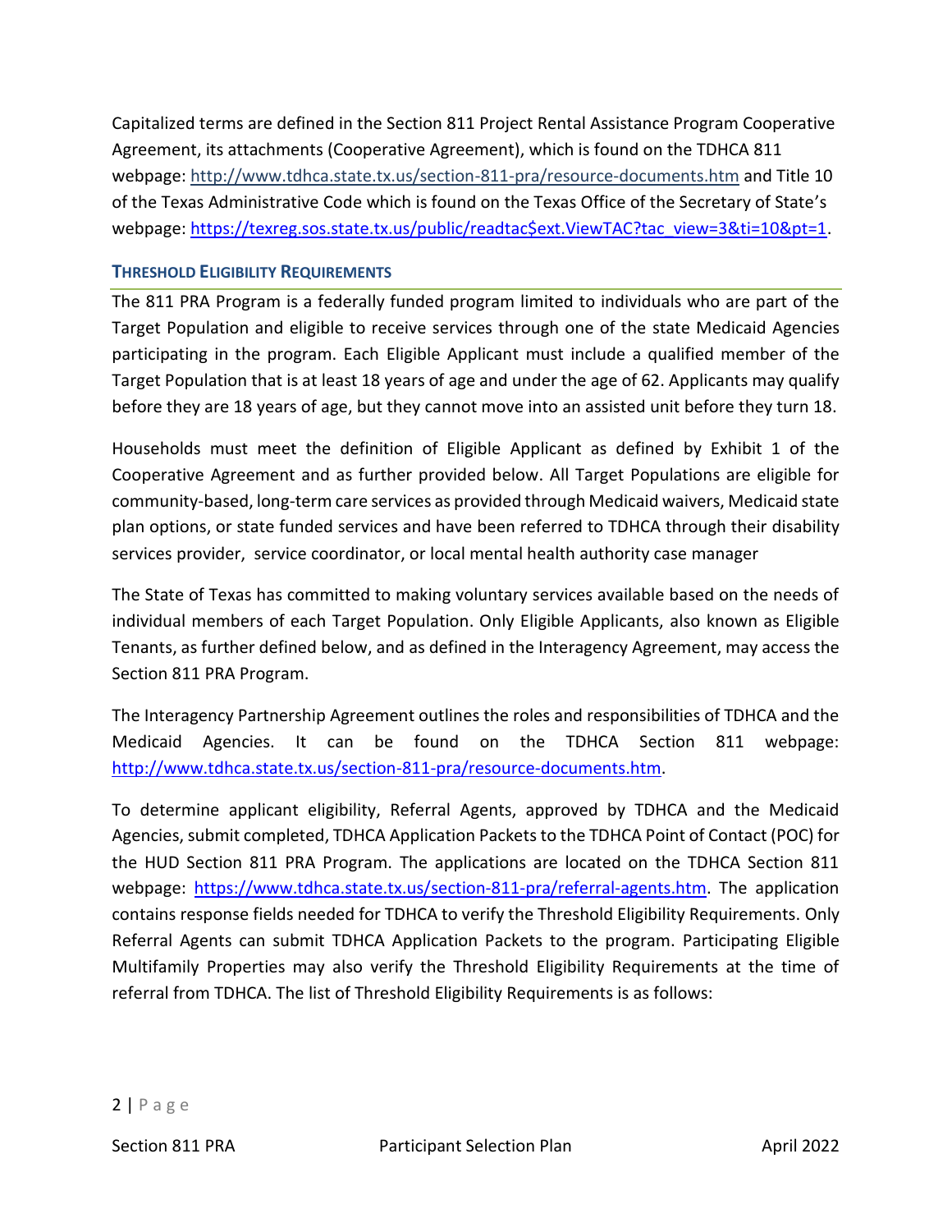Capitalized terms are defined in the Section 811 Project Rental Assistance Program Cooperative Agreement, its attachments (Cooperative Agreement), which is found on the TDHCA 811 webpage: http://www.tdhca.state.tx.us/section-811-pra/resource-documents.htm and Title 10 of the Texas Administrative Code which is found on the Texas Office of the Secretary of State's webpage: https://texreg.sos.state.tx.us/public/readtac$ext.ViewTAC?tac_view=3&ti=10&pt=1.

## THRESHOLD ELIGIBILITY REQUIREMENTS

The 811 PRA Program is a federally funded program limited to individuals who are part of the Target Population and eligible to receive services through one of the state Medicaid Agencies participating in the program. Each Eligible Applicant must include a qualified member of the Target Population that is at least 18 years of age and under the age of 62. Applicants may qualify before they are 18 years of age, but they cannot move into an assisted unit before they turn 18.

Households must meet the definition of Eligible Applicant as defined by Exhibit 1 of the Cooperative Agreement and as further provided below. All Target Populations are eligible for community-based, long-term care services as provided through Medicaid waivers, Medicaid state plan options, or state funded services and have been referred to TDHCA through their disability services provider, service coordinator, or local mental health authority case manager

The State of Texas has committed to making voluntary services available based on the needs of individual members of each Target Population. Only Eligible Applicants, also known as Eligible Tenants, as further defined below, and as defined in the Interagency Agreement, may access the Section 811 PRA Program.

The Interagency Partnership Agreement outlines the roles and responsibilities of TDHCA and the Medicaid Agencies. It can be found on the TDHCA Section 811 webpage: http://www.tdhca.state.tx.us/section-811-pra/resource-documents.htm.

To determine applicant eligibility, Referral Agents, approved by TDHCA and the Medicaid Agencies, submit completed, TDHCA Application Packets to the TDHCA Point of Contact (POC) for the HUD Section 811 PRA Program. The applications are located on the TDHCA Section 811 webpage: https://www.tdhca.state.tx.us/section-811-pra/referral-agents.htm. The application contains response fields needed for TDHCA to verify the Threshold Eligibility Requirements. Only Referral Agents can submit TDHCA Application Packets to the program. Participating Eligible Multifamily Properties may also verify the Threshold Eligibility Requirements at the time of referral from TDHCA. The list of Threshold Eligibility Requirements is as follows: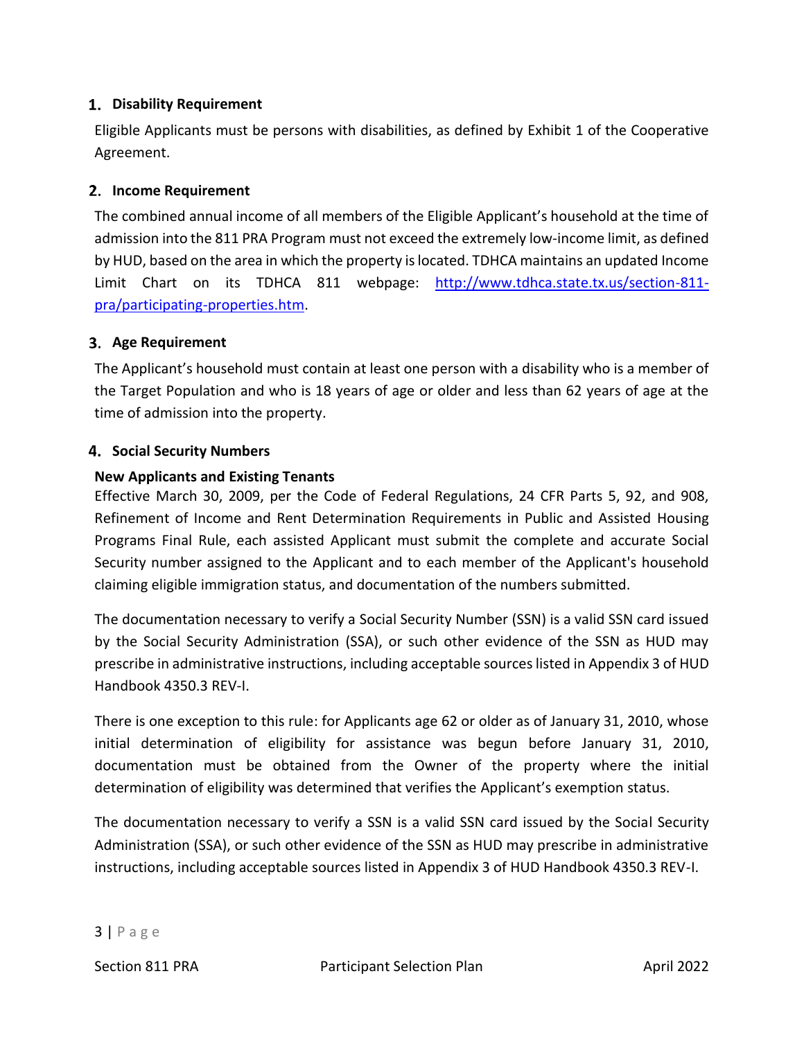## 1. Disability Requirement

Eligible Applicants must be persons with disabilities, as defined by Exhibit 1 of the Cooperative Agreement.

## 2. Income Requirement

The combined annual income of all members of the Eligible Applicant's household at the time of admission into the 811 PRA Program must not exceed the extremely low-income limit, as defined by HUD, based on the area in which the property is located. TDHCA maintains an updated Income Limit Chart on its TDHCA 811 webpage: [http://www.tdhca.state.tx.us/section-811-pra/participating-properties.htm](http://www.tdhca.state.tx.us/section-811-pra/participating-properties.htm).

## 3. Age Requirement

The Applicant's household must contain at least one person with a disability who is a member of the Target Population and who is 18 years of age or older and less than 62 years of age at the time of admission into the property.

## 4. Social Security Numbers

**New Applicants and Existing Tenants**

Effective March 30, 2009, per the Code of Federal Regulations, 24 CFR Parts 5, 92, and 908, Refinement of Income and Rent Determination Requirements in Public and Assisted Housing Programs Final Rule, each assisted Applicant must submit the complete and accurate Social Security number assigned to the Applicant and to each member of the Applicant's household claiming eligible immigration status, and documentation of the numbers submitted.

The documentation necessary to verify a Social Security Number (SSN) is a valid SSN card issued by the Social Security Administration (SSA), or such other evidence of the SSN as HUD may prescribe in administrative instructions, including acceptable sources listed in Appendix 3 of HUD Handbook 4350.3 REV-I.

There is one exception to this rule: for Applicants age 62 or older as of January 31, 2010, whose initial determination of eligibility for assistance was begun before January 31, 2010, documentation must be obtained from the Owner of the property where the initial determination of eligibility was determined that verifies the Applicant's exemption status.

The documentation necessary to verify a SSN is a valid SSN card issued by the Social Security Administration (SSA), or such other evidence of the SSN as HUD may prescribe in administrative instructions, including acceptable sources listed in Appendix 3 of HUD Handbook 4350.3 REV-I.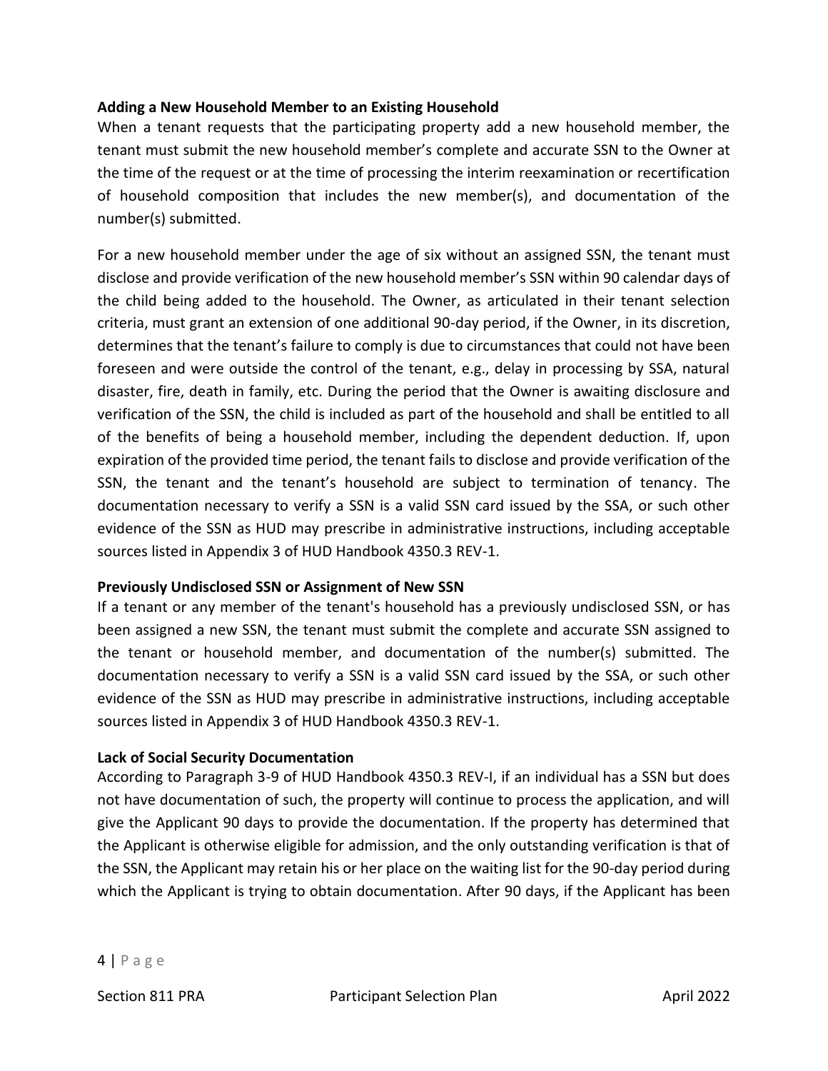**Adding a New Household Member to an Existing Household**

When a tenant requests that the participating property add a new household member, the tenant must submit the new household member's complete and accurate SSN to the Owner at the time of the request or at the time of processing the interim reexamination or recertification of household composition that includes the new member(s), and documentation of the number(s) submitted.

For a new household member under the age of six without an assigned SSN, the tenant must disclose and provide verification of the new household member's SSN within 90 calendar days of the child being added to the household. The Owner, as articulated in their tenant selection criteria, must grant an extension of one additional 90-day period, if the Owner, in its discretion, determines that the tenant's failure to comply is due to circumstances that could not have been foreseen and were outside the control of the tenant, e.g., delay in processing by SSA, natural disaster, fire, death in family, etc. During the period that the Owner is awaiting disclosure and verification of the SSN, the child is included as part of the household and shall be entitled to all of the benefits of being a household member, including the dependent deduction. If, upon expiration of the provided time period, the tenant fails to disclose and provide verification of the SSN, the tenant and the tenant's household are subject to termination of tenancy. The documentation necessary to verify a SSN is a valid SSN card issued by the SSA, or such other evidence of the SSN as HUD may prescribe in administrative instructions, including acceptable sources listed in Appendix 3 of HUD Handbook 4350.3 REV-1.

**Previously Undisclosed SSN or Assignment of New SSN**

If a tenant or any member of the tenant's household has a previously undisclosed SSN, or has been assigned a new SSN, the tenant must submit the complete and accurate SSN assigned to the tenant or household member, and documentation of the number(s) submitted. The documentation necessary to verify a SSN is a valid SSN card issued by the SSA, or such other evidence of the SSN as HUD may prescribe in administrative instructions, including acceptable sources listed in Appendix 3 of HUD Handbook 4350.3 REV-1.

**Lack of Social Security Documentation**

According to Paragraph 3-9 of HUD Handbook 4350.3 REV-I, if an individual has a SSN but does not have documentation of such, the property will continue to process the application, and will give the Applicant 90 days to provide the documentation. If the property has determined that the Applicant is otherwise eligible for admission, and the only outstanding verification is that of the SSN, the Applicant may retain his or her place on the waiting list for the 90-day period during which the Applicant is trying to obtain documentation. After 90 days, if the Applicant has been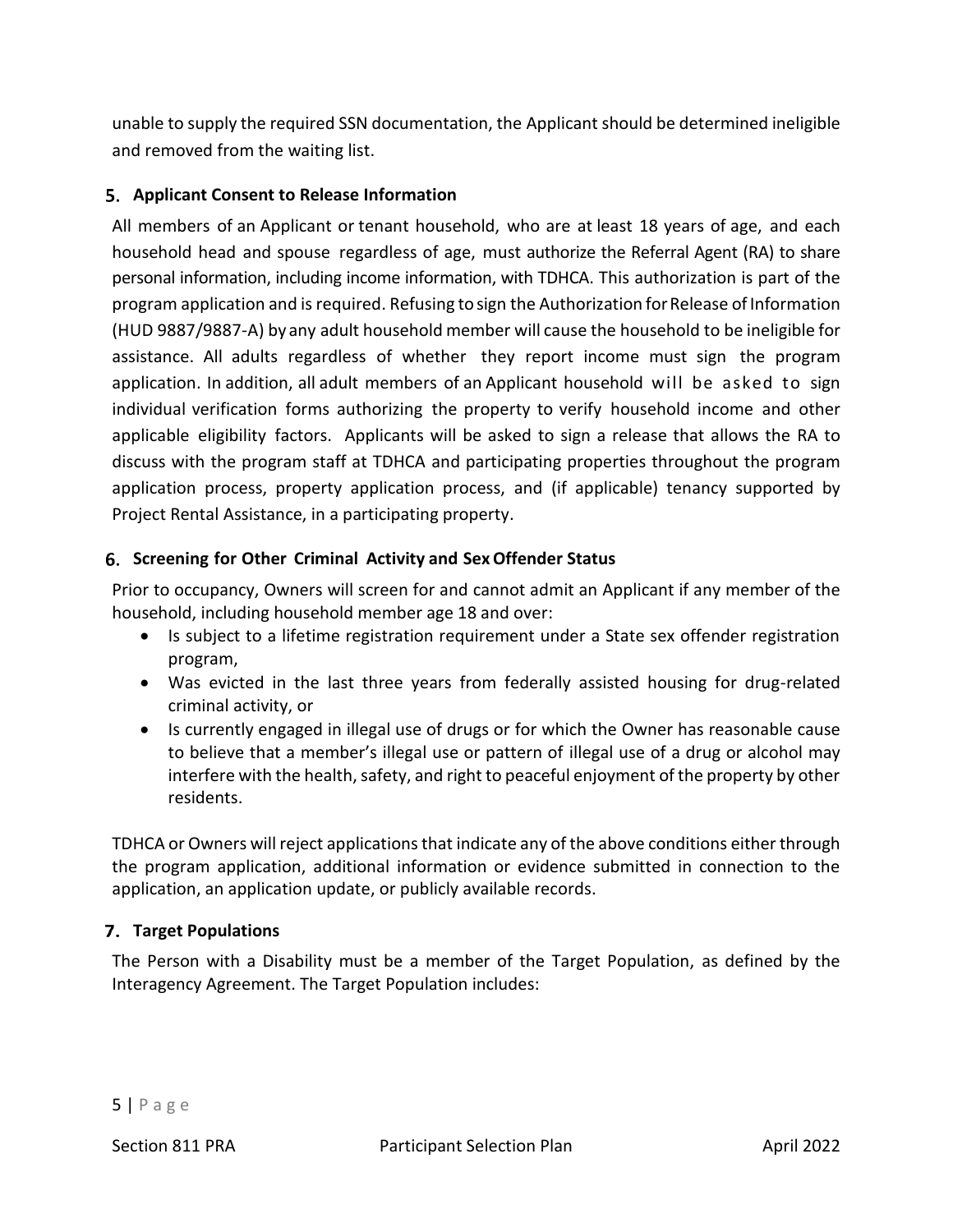unable to supply the required SSN documentation, the Applicant should be determined ineligible and removed from the waiting list.

## 5. Applicant Consent to Release Information

All members of an Applicant or tenant household, who are at least 18 years of age, and each household head and spouse regardless of age, must authorize the Referral Agent (RA) to share personal information, including income information, with TDHCA. This authorization is part of the program application and is required. Refusing to sign the Authorization for Release of Information (HUD 9887/9887-A) by any adult household member will cause the household to be ineligible for assistance. All adults regardless of whether they report income must sign the program application. In addition, all adult members of an Applicant household will be asked to sign individual verification forms authorizing the property to verify household income and other applicable eligibility factors. Applicants will be asked to sign a release that allows the RA to discuss with the program staff at TDHCA and participating properties throughout the program application process, property application process, and (if applicable) tenancy supported by Project Rental Assistance, in a participating property.

## 6. Screening for Other Criminal Activity and Sex Offender Status

Prior to occupancy, Owners will screen for and cannot admit an Applicant if any member of the household, including household member age 18 and over:

- Is subject to a lifetime registration requirement under a State sex offender registration program,
- Was evicted in the last three years from federally assisted housing for drug-related criminal activity, or
- Is currently engaged in illegal use of drugs or for which the Owner has reasonable cause to believe that a member's illegal use or pattern of illegal use of a drug or alcohol may interfere with the health, safety, and right to peaceful enjoyment of the property by other residents.

TDHCA or Owners will reject applications that indicate any of the above conditions either through the program application, additional information or evidence submitted in connection to the application, an application update, or publicly available records.

## 7. Target Populations

The Person with a Disability must be a member of the Target Population, as defined by the Interagency Agreement. The Target Population includes: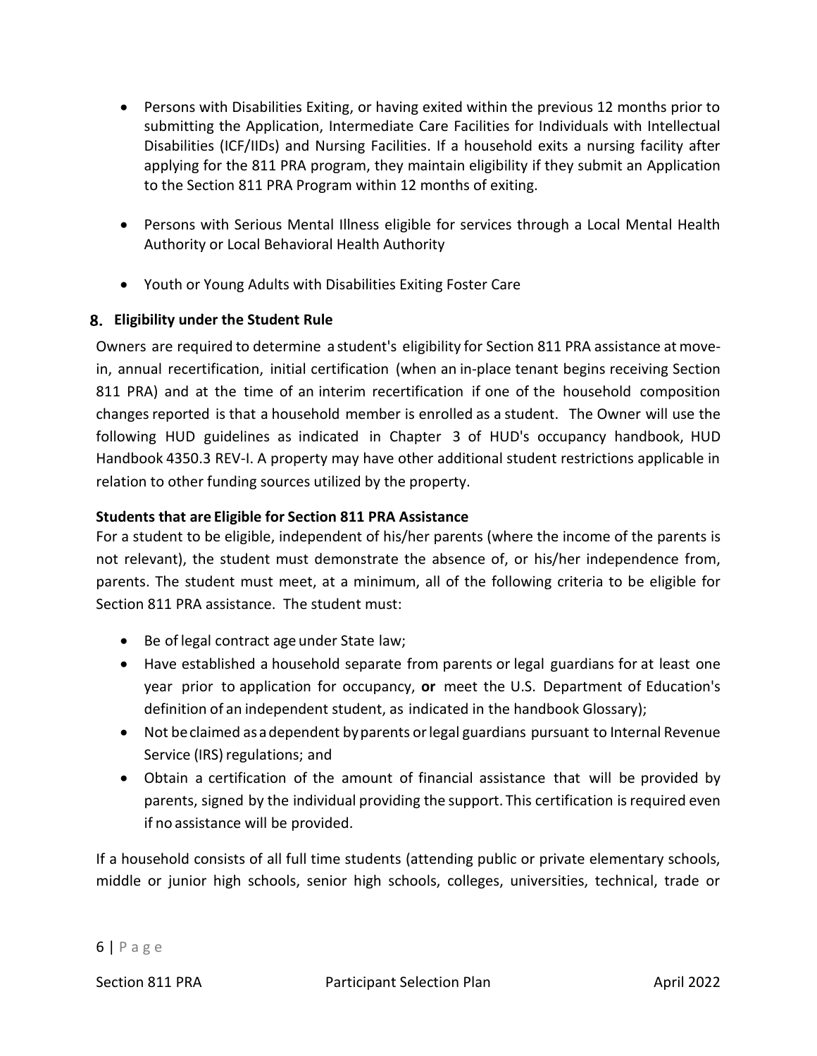- Persons with Disabilities Exiting, or having exited within the previous 12 months prior to submitting the Application, Intermediate Care Facilities for Individuals with Intellectual Disabilities (ICF/IIDs) and Nursing Facilities. If a household exits a nursing facility after applying for the 811 PRA program, they maintain eligibility if they submit an Application to the Section 811 PRA Program within 12 months of exiting.

- Persons with Serious Mental Illness eligible for services through a Local Mental Health Authority or Local Behavioral Health Authority

- Youth or Young Adults with Disabilities Exiting Foster Care

## 8. Eligibility under the Student Rule

Owners are required to determine a student's eligibility for Section 811 PRA assistance at move-in, annual recertification, initial certification (when an in-place tenant begins receiving Section 811 PRA) and at the time of an interim recertification if one of the household composition changes reported is that a household member is enrolled as a student. The Owner will use the following HUD guidelines as indicated in Chapter 3 of HUD's occupancy handbook, HUD Handbook 4350.3 REV-I. A property may have other additional student restrictions applicable in relation to other funding sources utilized by the property.

**Students that are Eligible for Section 811 PRA Assistance**

For a student to be eligible, independent of his/her parents (where the income of the parents is not relevant), the student must demonstrate the absence of, or his/her independence from, parents. The student must meet, at a minimum, all of the following criteria to be eligible for Section 811 PRA assistance. The student must:

- Be of legal contract age under State law;
- Have established a household separate from parents or legal guardians for at least one year prior to application for occupancy, **or** meet the U.S. Department of Education's definition of an independent student, as indicated in the handbook Glossary);
- Not be claimed as a dependent by parents or legal guardians pursuant to Internal Revenue Service (IRS) regulations; and
- Obtain a certification of the amount of financial assistance that will be provided by parents, signed by the individual providing the support. This certification is required even if no assistance will be provided.

If a household consists of all full time students (attending public or private elementary schools, middle or junior high schools, senior high schools, colleges, universities, technical, trade or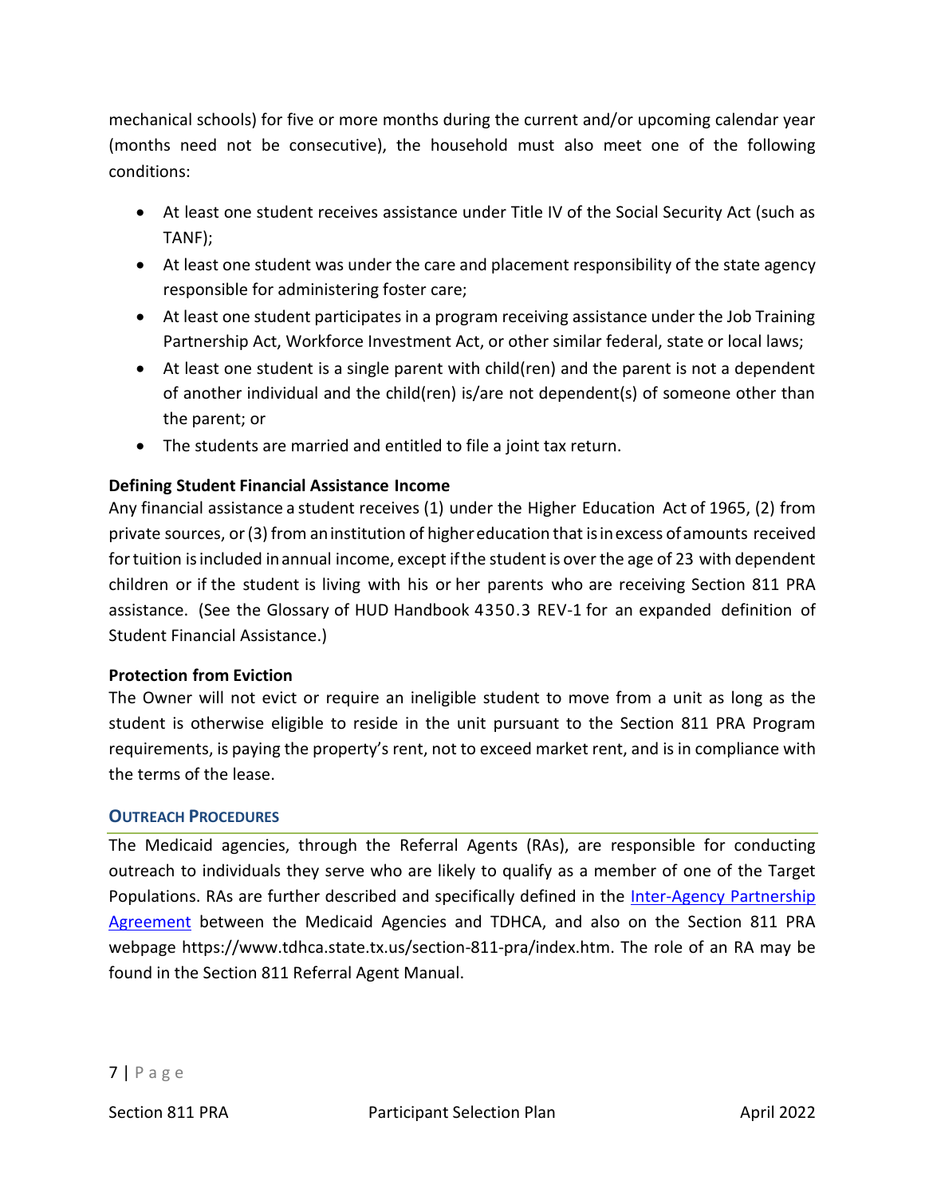mechanical schools) for five or more months during the current and/or upcoming calendar year (months need not be consecutive), the household must also meet one of the following conditions:

- At least one student receives assistance under Title IV of the Social Security Act (such as TANF);
- At least one student was under the care and placement responsibility of the state agency responsible for administering foster care;
- At least one student participates in a program receiving assistance under the Job Training Partnership Act, Workforce Investment Act, or other similar federal, state or local laws;
- At least one student is a single parent with child(ren) and the parent is not a dependent of another individual and the child(ren) is/are not dependent(s) of someone other than the parent; or
- The students are married and entitled to file a joint tax return.

**Defining Student Financial Assistance Income**

Any financial assistance a student receives (1) under the Higher Education Act of 1965, (2) from private sources, or (3) from an institution of higher education that is in excess of amounts received for tuition is included in annual income, except if the student is over the age of 23 with dependent children or if the student is living with his or her parents who are receiving Section 811 PRA assistance. (See the Glossary of HUD Handbook 4350.3 REV-1 for an expanded definition of Student Financial Assistance.)

**Protection from Eviction**

The Owner will not evict or require an ineligible student to move from a unit as long as the student is otherwise eligible to reside in the unit pursuant to the Section 811 PRA Program requirements, is paying the property's rent, not to exceed market rent, and is in compliance with the terms of the lease.

## OUTREACH PROCEDURES

The Medicaid agencies, through the Referral Agents (RAs), are responsible for conducting outreach to individuals they serve who are likely to qualify as a member of one of the Target Populations. RAs are further described and specifically defined in the Inter-Agency Partnership Agreement between the Medicaid Agencies and TDHCA, and also on the Section 811 PRA webpage https://www.tdhca.state.tx.us/section-811-pra/index.htm. The role of an RA may be found in the Section 811 Referral Agent Manual.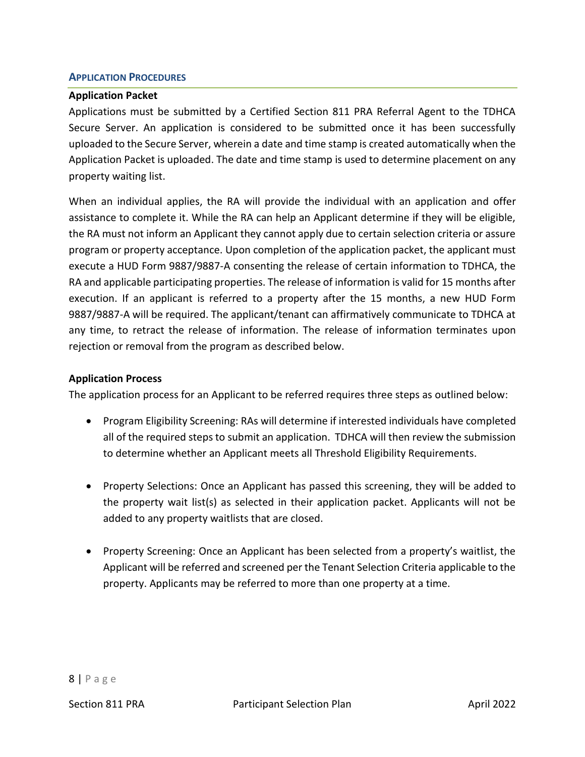## APPLICATION PROCEDURES

### Application Packet

Applications must be submitted by a Certified Section 811 PRA Referral Agent to the TDHCA Secure Server. An application is considered to be submitted once it has been successfully uploaded to the Secure Server, wherein a date and time stamp is created automatically when the Application Packet is uploaded. The date and time stamp is used to determine placement on any property waiting list.

When an individual applies, the RA will provide the individual with an application and offer assistance to complete it. While the RA can help an Applicant determine if they will be eligible, the RA must not inform an Applicant they cannot apply due to certain selection criteria or assure program or property acceptance. Upon completion of the application packet, the applicant must execute a HUD Form 9887/9887-A consenting the release of certain information to TDHCA, the RA and applicable participating properties. The release of information is valid for 15 months after execution. If an applicant is referred to a property after the 15 months, a new HUD Form 9887/9887-A will be required. The applicant/tenant can affirmatively communicate to TDHCA at any time, to retract the release of information. The release of information terminates upon rejection or removal from the program as described below.

### Application Process

The application process for an Applicant to be referred requires three steps as outlined below:

- Program Eligibility Screening: RAs will determine if interested individuals have completed all of the required steps to submit an application. TDHCA will then review the submission to determine whether an Applicant meets all Threshold Eligibility Requirements.

- Property Selections: Once an Applicant has passed this screening, they will be added to the property wait list(s) as selected in their application packet. Applicants will not be added to any property waitlists that are closed.

- Property Screening: Once an Applicant has been selected from a property's waitlist, the Applicant will be referred and screened per the Tenant Selection Criteria applicable to the property. Applicants may be referred to more than one property at a time.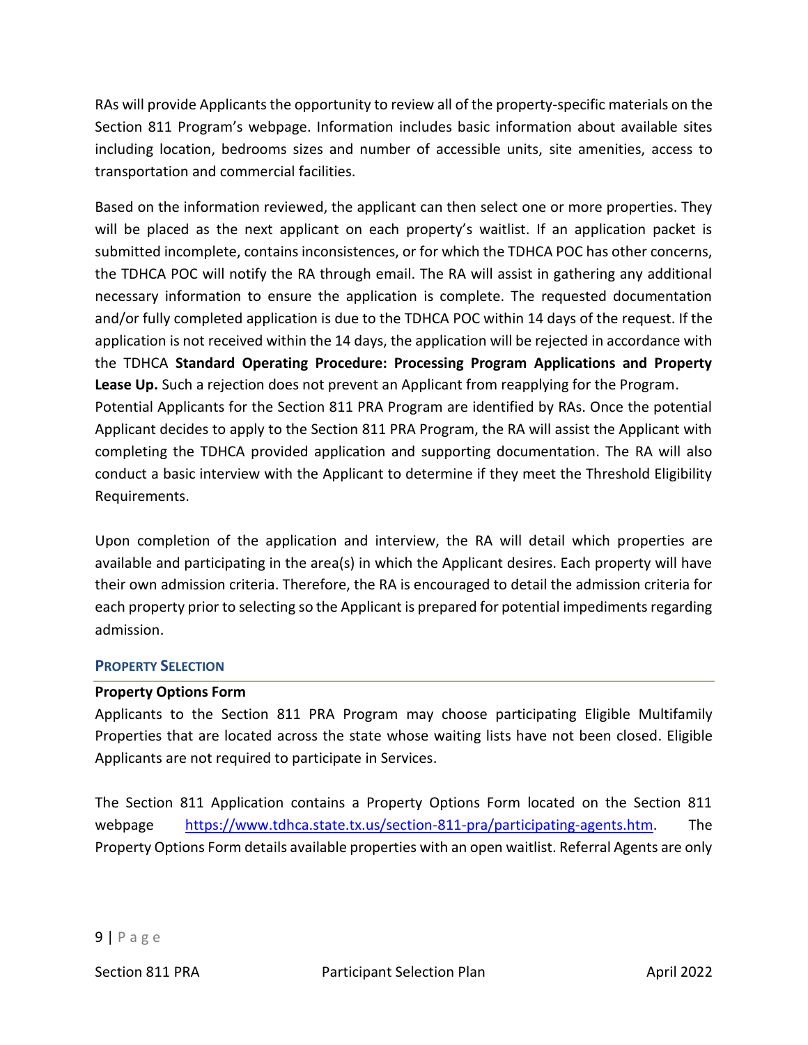RAs will provide Applicants the opportunity to review all of the property-specific materials on the Section 811 Program's webpage. Information includes basic information about available sites including location, bedrooms sizes and number of accessible units, site amenities, access to transportation and commercial facilities.

Based on the information reviewed, the applicant can then select one or more properties. They will be placed as the next applicant on each property's waitlist. If an application packet is submitted incomplete, contains inconsistences, or for which the TDHCA POC has other concerns, the TDHCA POC will notify the RA through email. The RA will assist in gathering any additional necessary information to ensure the application is complete. The requested documentation and/or fully completed application is due to the TDHCA POC within 14 days of the request. If the application is not received within the 14 days, the application will be rejected in accordance with the TDHCA **Standard Operating Procedure: Processing Program Applications and Property Lease Up.** Such a rejection does not prevent an Applicant from reapplying for the Program.

Potential Applicants for the Section 811 PRA Program are identified by RAs. Once the potential Applicant decides to apply to the Section 811 PRA Program, the RA will assist the Applicant with completing the TDHCA provided application and supporting documentation. The RA will also conduct a basic interview with the Applicant to determine if they meet the Threshold Eligibility Requirements.

Upon completion of the application and interview, the RA will detail which properties are available and participating in the area(s) in which the Applicant desires. Each property will have their own admission criteria. Therefore, the RA is encouraged to detail the admission criteria for each property prior to selecting so the Applicant is prepared for potential impediments regarding admission.

## PROPERTY SELECTION

**Property Options Form**

Applicants to the Section 811 PRA Program may choose participating Eligible Multifamily Properties that are located across the state whose waiting lists have not been closed. Eligible Applicants are not required to participate in Services.

The Section 811 Application contains a Property Options Form located on the Section 811 webpage https://www.tdhca.state.tx.us/section-811-pra/participating-agents.htm. The Property Options Form details available properties with an open waitlist. Referral Agents are only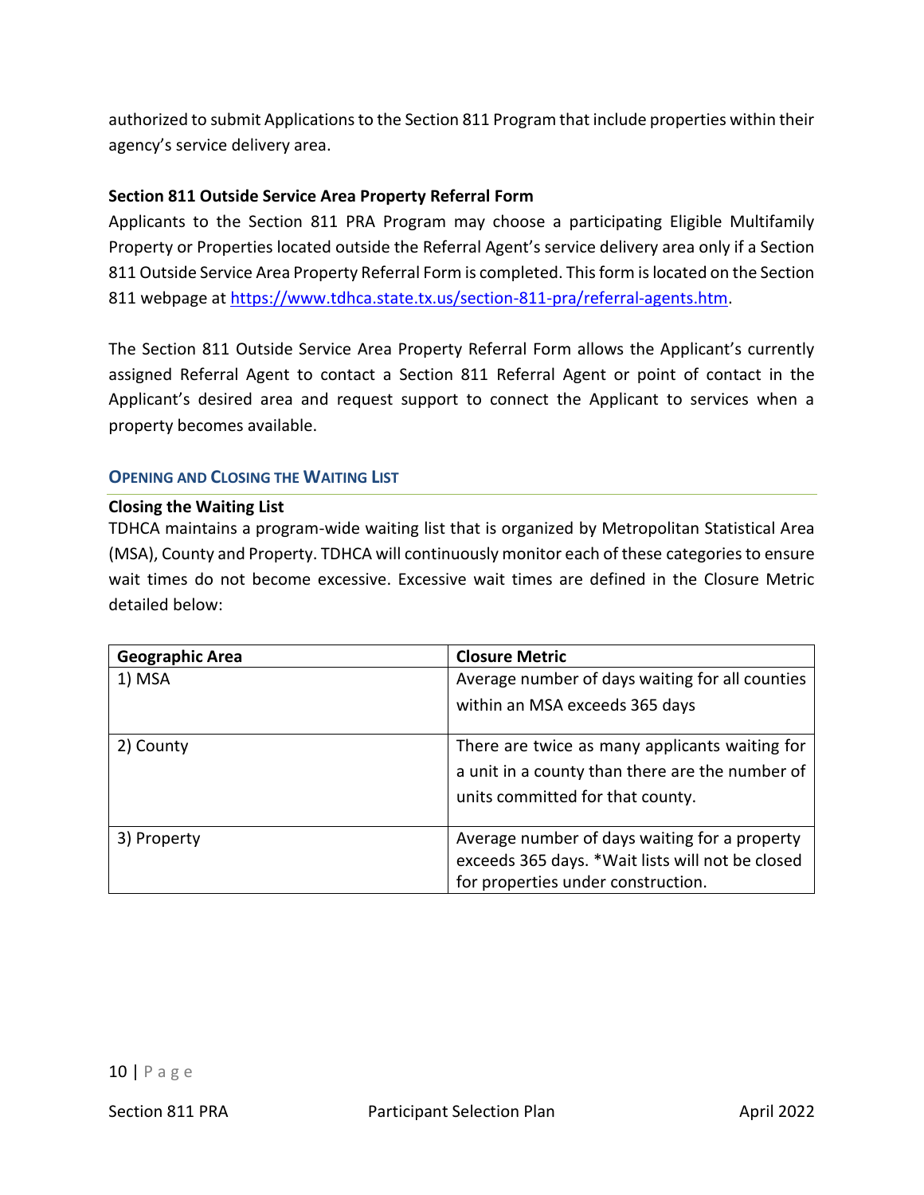authorized to submit Applications to the Section 811 Program that include properties within their agency's service delivery area.

**Section 811 Outside Service Area Property Referral Form**

Applicants to the Section 811 PRA Program may choose a participating Eligible Multifamily Property or Properties located outside the Referral Agent's service delivery area only if a Section 811 Outside Service Area Property Referral Form is completed. This form is located on the Section 811 webpage at https://www.tdhca.state.tx.us/section-811-pra/referral-agents.htm.

The Section 811 Outside Service Area Property Referral Form allows the Applicant's currently assigned Referral Agent to contact a Section 811 Referral Agent or point of contact in the Applicant's desired area and request support to connect the Applicant to services when a property becomes available.

## OPENING AND CLOSING THE WAITING LIST

**Closing the Waiting List**

TDHCA maintains a program-wide waiting list that is organized by Metropolitan Statistical Area (MSA), County and Property. TDHCA will continuously monitor each of these categories to ensure wait times do not become excessive. Excessive wait times are defined in the Closure Metric detailed below:

| Geographic Area | Closure Metric |
|---|---|
| 1) MSA | Average number of days waiting for all counties within an MSA exceeds 365 days |
| 2) County | There are twice as many applicants waiting for a unit in a county than there are the number of units committed for that county. |
| 3) Property | Average number of days waiting for a property exceeds 365 days. *Wait lists will not be closed for properties under construction. |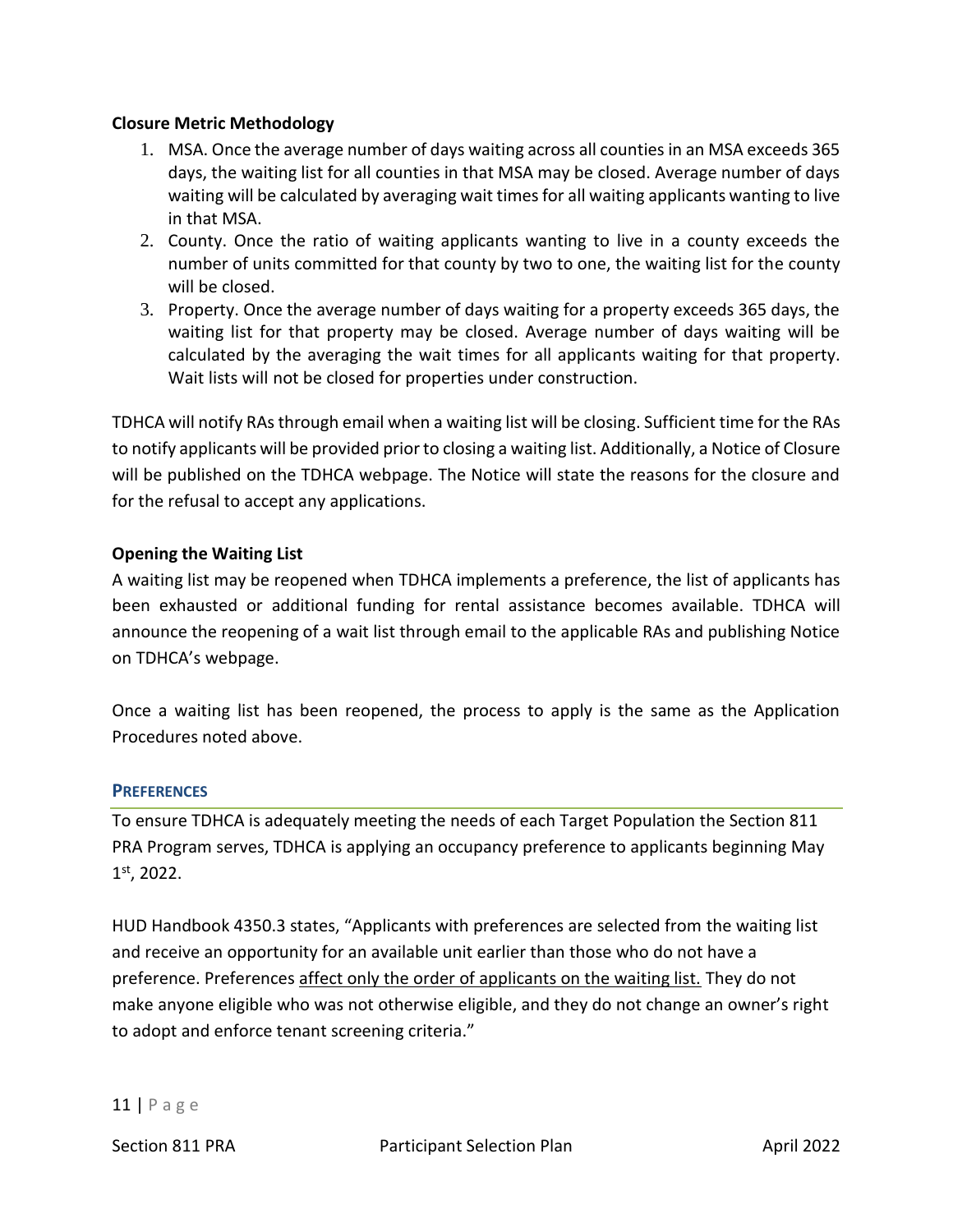**Closure Metric Methodology**

1. MSA. Once the average number of days waiting across all counties in an MSA exceeds 365 days, the waiting list for all counties in that MSA may be closed. Average number of days waiting will be calculated by averaging wait times for all waiting applicants wanting to live in that MSA.
2. County. Once the ratio of waiting applicants wanting to live in a county exceeds the number of units committed for that county by two to one, the waiting list for the county will be closed.
3. Property. Once the average number of days waiting for a property exceeds 365 days, the waiting list for that property may be closed. Average number of days waiting will be calculated by the averaging the wait times for all applicants waiting for that property. Wait lists will not be closed for properties under construction.

TDHCA will notify RAs through email when a waiting list will be closing. Sufficient time for the RAs to notify applicants will be provided prior to closing a waiting list. Additionally, a Notice of Closure will be published on the TDHCA webpage. The Notice will state the reasons for the closure and for the refusal to accept any applications.

**Opening the Waiting List**

A waiting list may be reopened when TDHCA implements a preference, the list of applicants has been exhausted or additional funding for rental assistance becomes available. TDHCA will announce the reopening of a wait list through email to the applicable RAs and publishing Notice on TDHCA's webpage.

Once a waiting list has been reopened, the process to apply is the same as the Application Procedures noted above.

## PREFERENCES

To ensure TDHCA is adequately meeting the needs of each Target Population the Section 811 PRA Program serves, TDHCA is applying an occupancy preference to applicants beginning May 1st, 2022.

HUD Handbook 4350.3 states, "Applicants with preferences are selected from the waiting list and receive an opportunity for an available unit earlier than those who do not have a preference. Preferences <u>affect only the order of applicants on the waiting list.</u> They do not make anyone eligible who was not otherwise eligible, and they do not change an owner's right to adopt and enforce tenant screening criteria."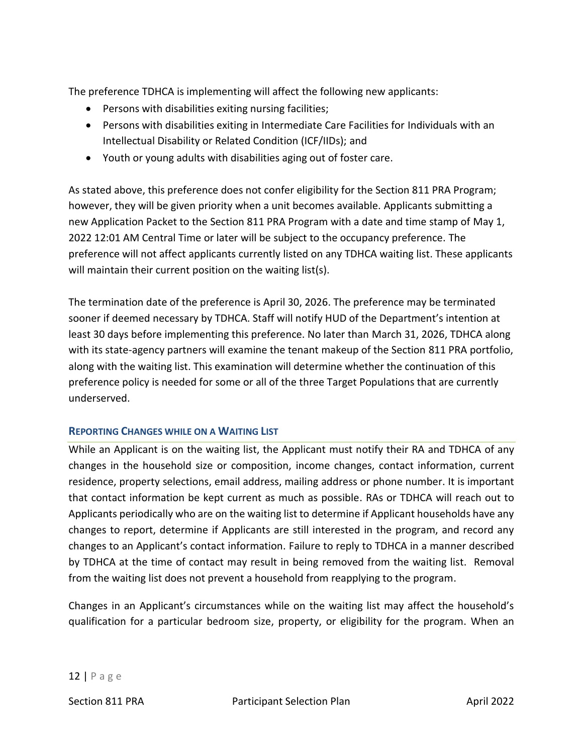The preference TDHCA is implementing will affect the following new applicants:

- Persons with disabilities exiting nursing facilities;
- Persons with disabilities exiting in Intermediate Care Facilities for Individuals with an Intellectual Disability or Related Condition (ICF/IIDs); and
- Youth or young adults with disabilities aging out of foster care.

As stated above, this preference does not confer eligibility for the Section 811 PRA Program; however, they will be given priority when a unit becomes available. Applicants submitting a new Application Packet to the Section 811 PRA Program with a date and time stamp of May 1, 2022 12:01 AM Central Time or later will be subject to the occupancy preference. The preference will not affect applicants currently listed on any TDHCA waiting list. These applicants will maintain their current position on the waiting list(s).

The termination date of the preference is April 30, 2026. The preference may be terminated sooner if deemed necessary by TDHCA. Staff will notify HUD of the Department's intention at least 30 days before implementing this preference. No later than March 31, 2026, TDHCA along with its state-agency partners will examine the tenant makeup of the Section 811 PRA portfolio, along with the waiting list. This examination will determine whether the continuation of this preference policy is needed for some or all of the three Target Populations that are currently underserved.

### Reporting Changes while on a Waiting List

While an Applicant is on the waiting list, the Applicant must notify their RA and TDHCA of any changes in the household size or composition, income changes, contact information, current residence, property selections, email address, mailing address or phone number. It is important that contact information be kept current as much as possible. RAs or TDHCA will reach out to Applicants periodically who are on the waiting list to determine if Applicant households have any changes to report, determine if Applicants are still interested in the program, and record any changes to an Applicant's contact information. Failure to reply to TDHCA in a manner described by TDHCA at the time of contact may result in being removed from the waiting list. Removal from the waiting list does not prevent a household from reapplying to the program.

Changes in an Applicant's circumstances while on the waiting list may affect the household's qualification for a particular bedroom size, property, or eligibility for the program. When an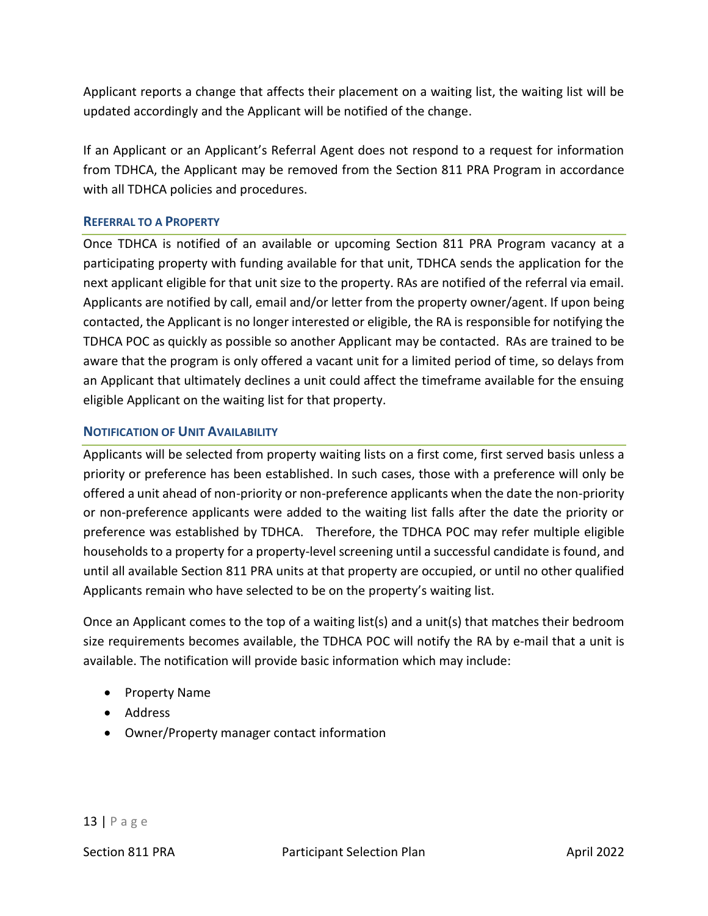Applicant reports a change that affects their placement on a waiting list, the waiting list will be updated accordingly and the Applicant will be notified of the change.

If an Applicant or an Applicant's Referral Agent does not respond to a request for information from TDHCA, the Applicant may be removed from the Section 811 PRA Program in accordance with all TDHCA policies and procedures.

### Referral to a Property

Once TDHCA is notified of an available or upcoming Section 811 PRA Program vacancy at a participating property with funding available for that unit, TDHCA sends the application for the next applicant eligible for that unit size to the property. RAs are notified of the referral via email. Applicants are notified by call, email and/or letter from the property owner/agent. If upon being contacted, the Applicant is no longer interested or eligible, the RA is responsible for notifying the TDHCA POC as quickly as possible so another Applicant may be contacted. RAs are trained to be aware that the program is only offered a vacant unit for a limited period of time, so delays from an Applicant that ultimately declines a unit could affect the timeframe available for the ensuing eligible Applicant on the waiting list for that property.

### Notification of Unit Availability

Applicants will be selected from property waiting lists on a first come, first served basis unless a priority or preference has been established. In such cases, those with a preference will only be offered a unit ahead of non-priority or non-preference applicants when the date the non-priority or non-preference applicants were added to the waiting list falls after the date the priority or preference was established by TDHCA. Therefore, the TDHCA POC may refer multiple eligible households to a property for a property-level screening until a successful candidate is found, and until all available Section 811 PRA units at that property are occupied, or until no other qualified Applicants remain who have selected to be on the property's waiting list.

Once an Applicant comes to the top of a waiting list(s) and a unit(s) that matches their bedroom size requirements becomes available, the TDHCA POC will notify the RA by e-mail that a unit is available. The notification will provide basic information which may include:

- Property Name
- Address
- Owner/Property manager contact information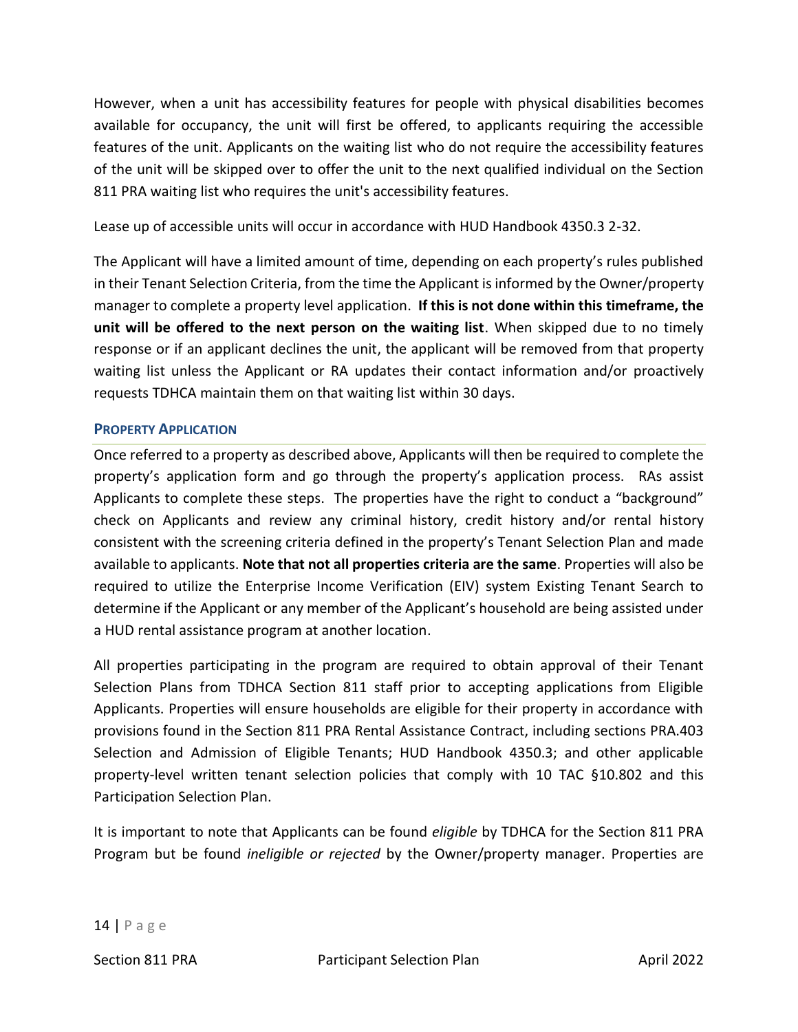However, when a unit has accessibility features for people with physical disabilities becomes available for occupancy, the unit will first be offered, to applicants requiring the accessible features of the unit. Applicants on the waiting list who do not require the accessibility features of the unit will be skipped over to offer the unit to the next qualified individual on the Section 811 PRA waiting list who requires the unit's accessibility features.

Lease up of accessible units will occur in accordance with HUD Handbook 4350.3 2-32.

The Applicant will have a limited amount of time, depending on each property's rules published in their Tenant Selection Criteria, from the time the Applicant is informed by the Owner/property manager to complete a property level application. **If this is not done within this timeframe, the unit will be offered to the next person on the waiting list**. When skipped due to no timely response or if an applicant declines the unit, the applicant will be removed from that property waiting list unless the Applicant or RA updates their contact information and/or proactively requests TDHCA maintain them on that waiting list within 30 days.

### PROPERTY APPLICATION

Once referred to a property as described above, Applicants will then be required to complete the property's application form and go through the property's application process. RAs assist Applicants to complete these steps. The properties have the right to conduct a "background" check on Applicants and review any criminal history, credit history and/or rental history consistent with the screening criteria defined in the property's Tenant Selection Plan and made available to applicants. **Note that not all properties criteria are the same**. Properties will also be required to utilize the Enterprise Income Verification (EIV) system Existing Tenant Search to determine if the Applicant or any member of the Applicant's household are being assisted under a HUD rental assistance program at another location.

All properties participating in the program are required to obtain approval of their Tenant Selection Plans from TDHCA Section 811 staff prior to accepting applications from Eligible Applicants. Properties will ensure households are eligible for their property in accordance with provisions found in the Section 811 PRA Rental Assistance Contract, including sections PRA.403 Selection and Admission of Eligible Tenants; HUD Handbook 4350.3; and other applicable property-level written tenant selection policies that comply with 10 TAC §10.802 and this Participation Selection Plan.

It is important to note that Applicants can be found *eligible* by TDHCA for the Section 811 PRA Program but be found *ineligible or rejected* by the Owner/property manager. Properties are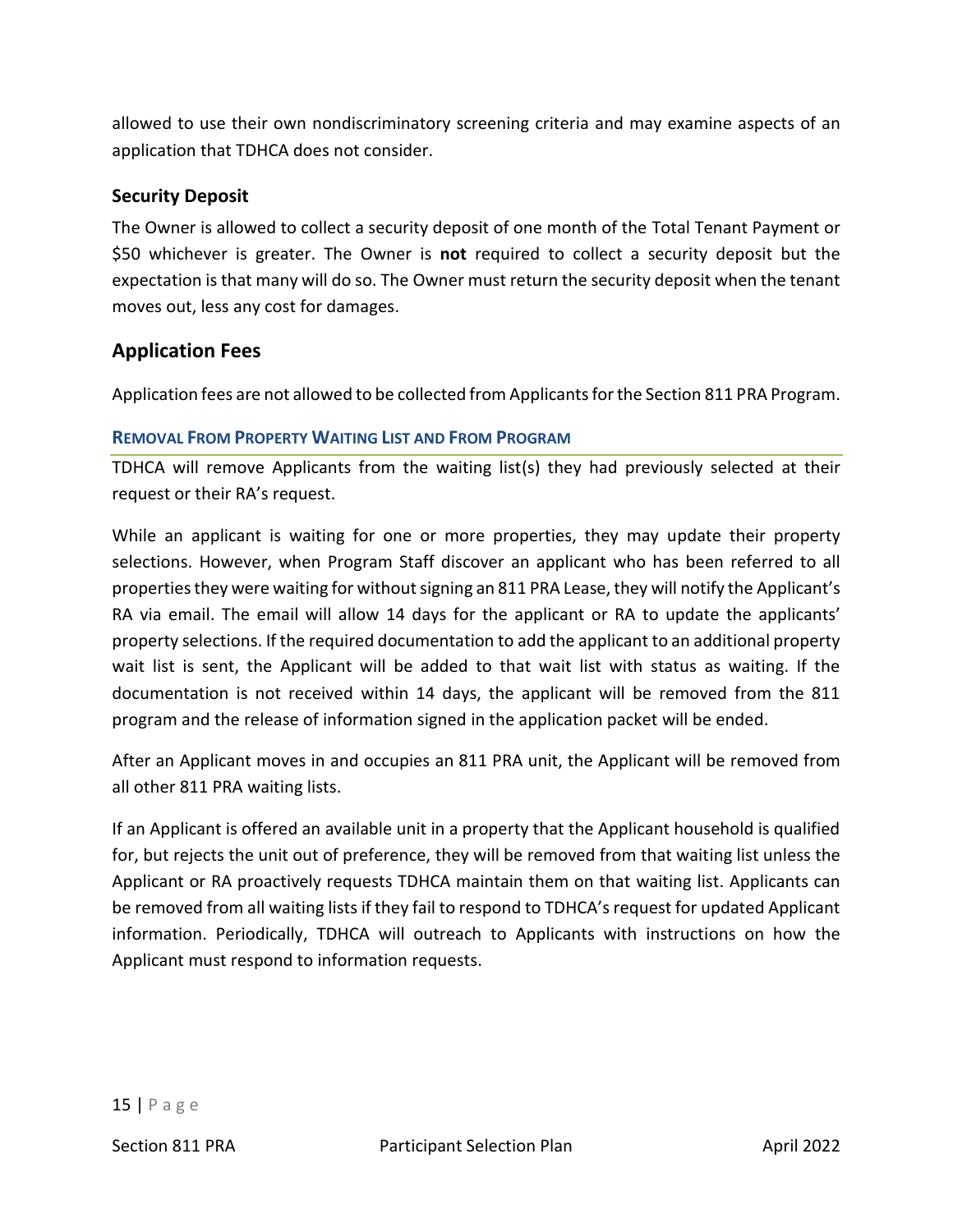allowed to use their own nondiscriminatory screening criteria and may examine aspects of an application that TDHCA does not consider.

### Security Deposit

The Owner is allowed to collect a security deposit of one month of the Total Tenant Payment or $50 whichever is greater. The Owner is **not** required to collect a security deposit but the expectation is that many will do so. The Owner must return the security deposit when the tenant moves out, less any cost for damages.

## Application Fees

Application fees are not allowed to be collected from Applicants for the Section 811 PRA Program.

#### Removal From Property Waiting List and From Program

TDHCA will remove Applicants from the waiting list(s) they had previously selected at their request or their RA's request.

While an applicant is waiting for one or more properties, they may update their property selections. However, when Program Staff discover an applicant who has been referred to all properties they were waiting for without signing an 811 PRA Lease, they will notify the Applicant's RA via email. The email will allow 14 days for the applicant or RA to update the applicants' property selections. If the required documentation to add the applicant to an additional property wait list is sent, the Applicant will be added to that wait list with status as waiting. If the documentation is not received within 14 days, the applicant will be removed from the 811 program and the release of information signed in the application packet will be ended.

After an Applicant moves in and occupies an 811 PRA unit, the Applicant will be removed from all other 811 PRA waiting lists.

If an Applicant is offered an available unit in a property that the Applicant household is qualified for, but rejects the unit out of preference, they will be removed from that waiting list unless the Applicant or RA proactively requests TDHCA maintain them on that waiting list. Applicants can be removed from all waiting lists if they fail to respond to TDHCA's request for updated Applicant information. Periodically, TDHCA will outreach to Applicants with instructions on how the Applicant must respond to information requests.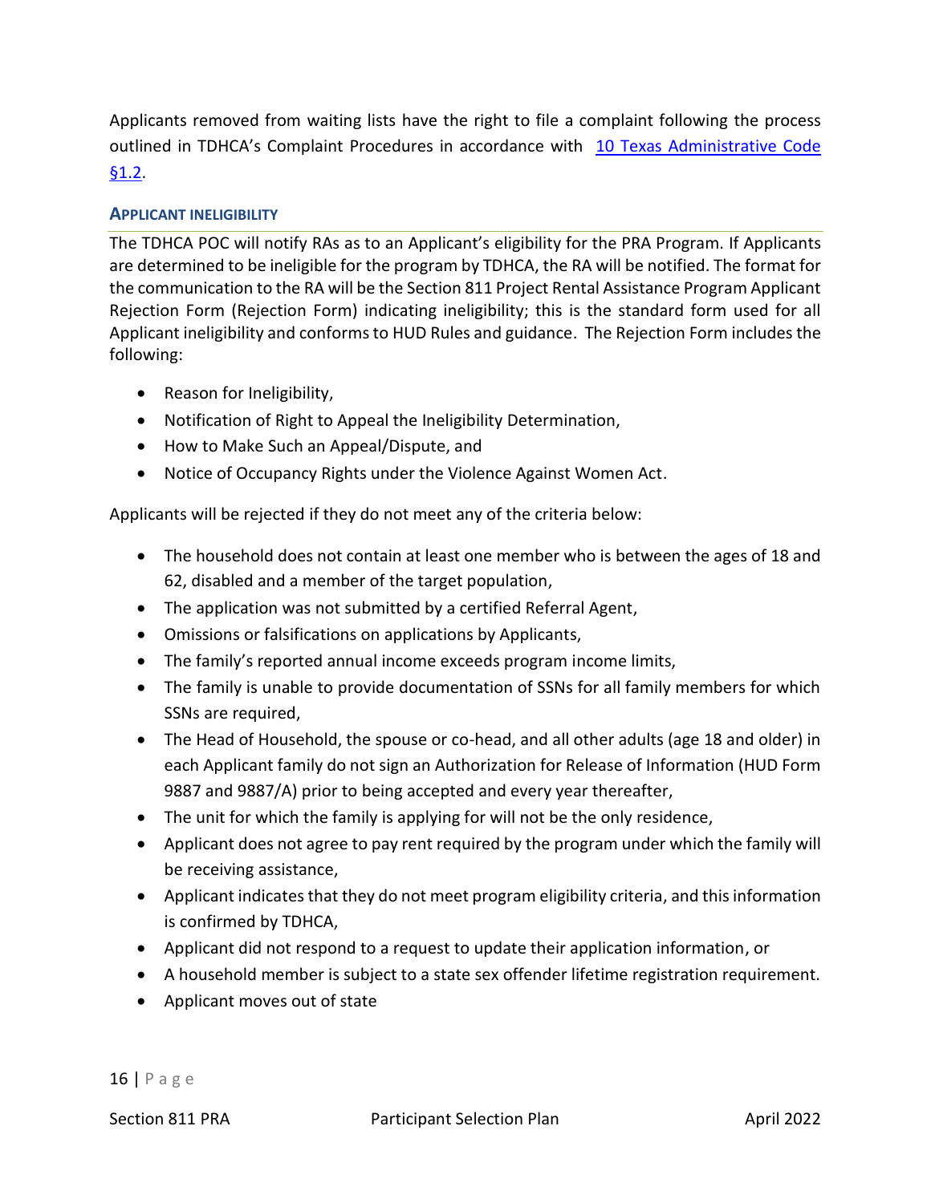Applicants removed from waiting lists have the right to file a complaint following the process outlined in TDHCA's Complaint Procedures in accordance with [10 Texas Administrative Code §1.2](10 Texas Administrative Code §1.2).

### Applicant Ineligibility

The TDHCA POC will notify RAs as to an Applicant's eligibility for the PRA Program. If Applicants are determined to be ineligible for the program by TDHCA, the RA will be notified. The format for the communication to the RA will be the Section 811 Project Rental Assistance Program Applicant Rejection Form (Rejection Form) indicating ineligibility; this is the standard form used for all Applicant ineligibility and conforms to HUD Rules and guidance. The Rejection Form includes the following:

- Reason for Ineligibility,
- Notification of Right to Appeal the Ineligibility Determination,
- How to Make Such an Appeal/Dispute, and
- Notice of Occupancy Rights under the Violence Against Women Act.

Applicants will be rejected if they do not meet any of the criteria below:

- The household does not contain at least one member who is between the ages of 18 and 62, disabled and a member of the target population,
- The application was not submitted by a certified Referral Agent,
- Omissions or falsifications on applications by Applicants,
- The family's reported annual income exceeds program income limits,
- The family is unable to provide documentation of SSNs for all family members for which SSNs are required,
- The Head of Household, the spouse or co-head, and all other adults (age 18 and older) in each Applicant family do not sign an Authorization for Release of Information (HUD Form 9887 and 9887/A) prior to being accepted and every year thereafter,
- The unit for which the family is applying for will not be the only residence,
- Applicant does not agree to pay rent required by the program under which the family will be receiving assistance,
- Applicant indicates that they do not meet program eligibility criteria, and this information is confirmed by TDHCA,
- Applicant did not respond to a request to update their application information, or
- A household member is subject to a state sex offender lifetime registration requirement.
- Applicant moves out of state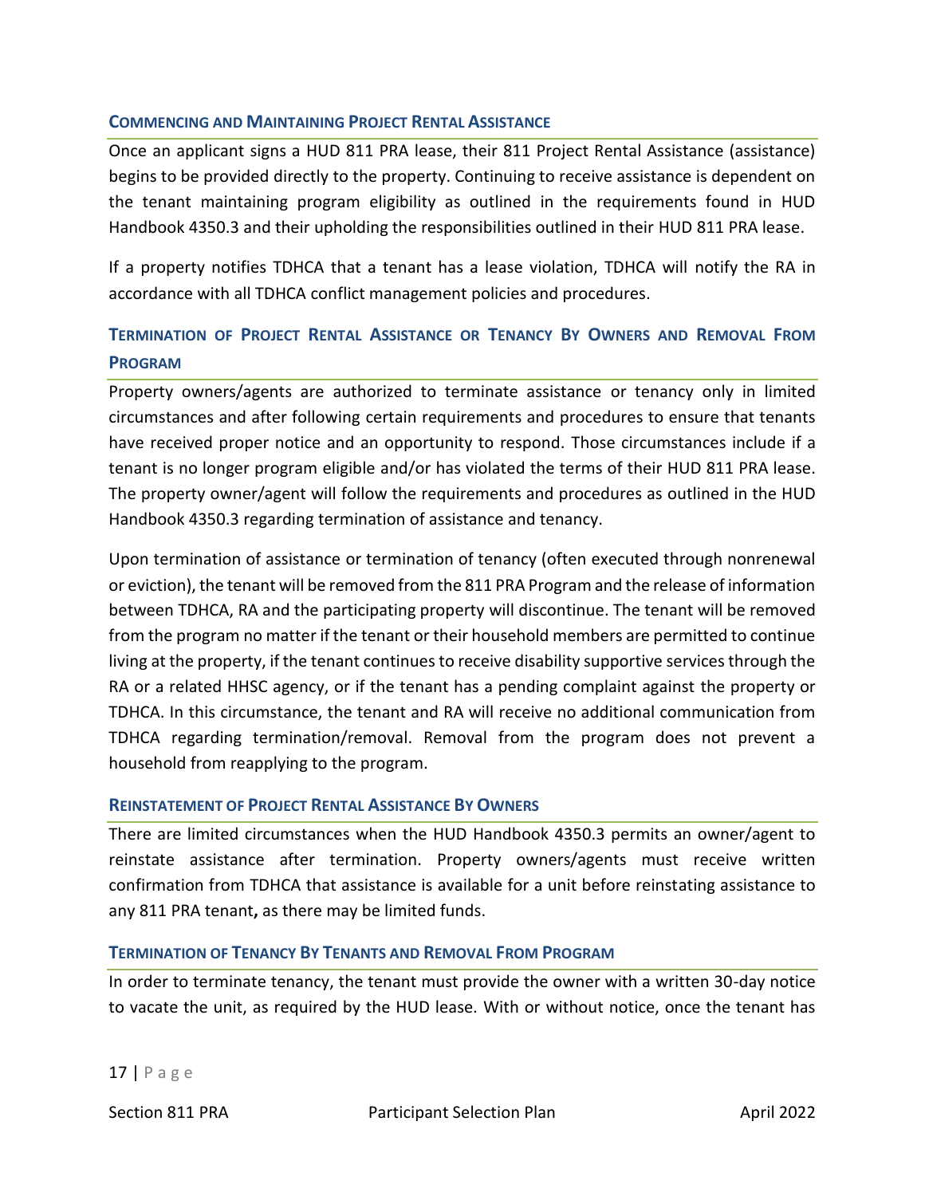### Commencing and Maintaining Project Rental Assistance

Once an applicant signs a HUD 811 PRA lease, their 811 Project Rental Assistance (assistance) begins to be provided directly to the property. Continuing to receive assistance is dependent on the tenant maintaining program eligibility as outlined in the requirements found in HUD Handbook 4350.3 and their upholding the responsibilities outlined in their HUD 811 PRA lease.

If a property notifies TDHCA that a tenant has a lease violation, TDHCA will notify the RA in accordance with all TDHCA conflict management policies and procedures.

## Termination of Project Rental Assistance or Tenancy By Owners and Removal From Program

Property owners/agents are authorized to terminate assistance or tenancy only in limited circumstances and after following certain requirements and procedures to ensure that tenants have received proper notice and an opportunity to respond. Those circumstances include if a tenant is no longer program eligible and/or has violated the terms of their HUD 811 PRA lease. The property owner/agent will follow the requirements and procedures as outlined in the HUD Handbook 4350.3 regarding termination of assistance and tenancy.

Upon termination of assistance or termination of tenancy (often executed through nonrenewal or eviction), the tenant will be removed from the 811 PRA Program and the release of information between TDHCA, RA and the participating property will discontinue. The tenant will be removed from the program no matter if the tenant or their household members are permitted to continue living at the property, if the tenant continues to receive disability supportive services through the RA or a related HHSC agency, or if the tenant has a pending complaint against the property or TDHCA. In this circumstance, the tenant and RA will receive no additional communication from TDHCA regarding termination/removal. Removal from the program does not prevent a household from reapplying to the program.

### Reinstatement of Project Rental Assistance By Owners

There are limited circumstances when the HUD Handbook 4350.3 permits an owner/agent to reinstate assistance after termination. Property owners/agents must receive written confirmation from TDHCA that assistance is available for a unit before reinstating assistance to any 811 PRA tenant**,** as there may be limited funds.

### Termination of Tenancy By Tenants and Removal From Program

In order to terminate tenancy, the tenant must provide the owner with a written 30-day notice to vacate the unit, as required by the HUD lease. With or without notice, once the tenant has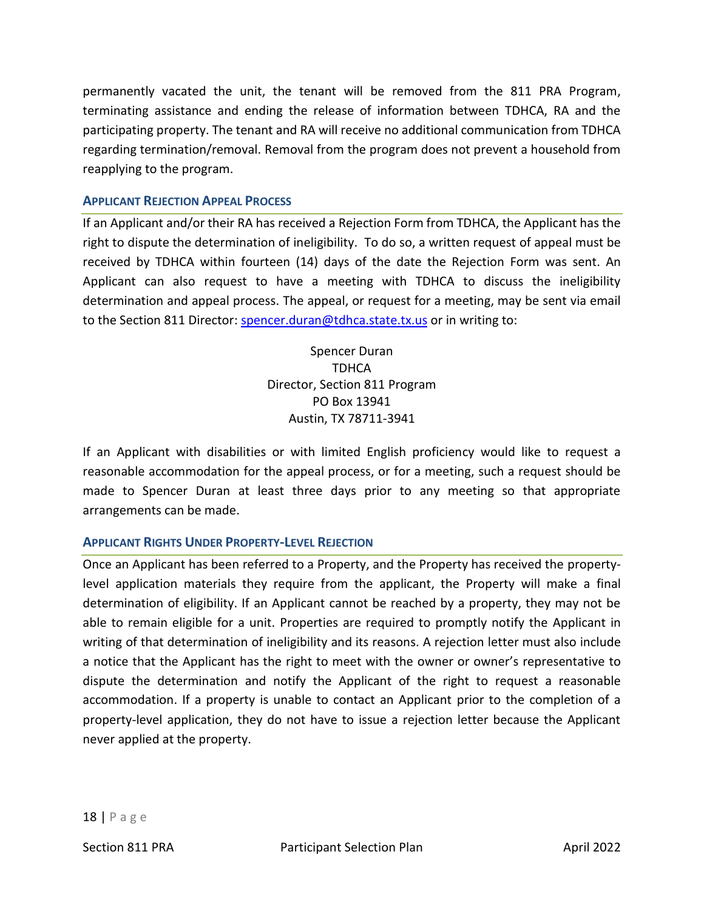permanently vacated the unit, the tenant will be removed from the 811 PRA Program, terminating assistance and ending the release of information between TDHCA, RA and the participating property. The tenant and RA will receive no additional communication from TDHCA regarding termination/removal. Removal from the program does not prevent a household from reapplying to the program.

### Applicant Rejection Appeal Process

If an Applicant and/or their RA has received a Rejection Form from TDHCA, the Applicant has the right to dispute the determination of ineligibility. To do so, a written request of appeal must be received by TDHCA within fourteen (14) days of the date the Rejection Form was sent. An Applicant can also request to have a meeting with TDHCA to discuss the ineligibility determination and appeal process. The appeal, or request for a meeting, may be sent via email to the Section 811 Director: spencer.duran@tdhca.state.tx.us or in writing to:

Spencer Duran
TDHCA
Director, Section 811 Program
PO Box 13941
Austin, TX 78711-3941

If an Applicant with disabilities or with limited English proficiency would like to request a reasonable accommodation for the appeal process, or for a meeting, such a request should be made to Spencer Duran at least three days prior to any meeting so that appropriate arrangements can be made.

### Applicant Rights Under Property-Level Rejection

Once an Applicant has been referred to a Property, and the Property has received the property-level application materials they require from the applicant, the Property will make a final determination of eligibility. If an Applicant cannot be reached by a property, they may not be able to remain eligible for a unit. Properties are required to promptly notify the Applicant in writing of that determination of ineligibility and its reasons. A rejection letter must also include a notice that the Applicant has the right to meet with the owner or owner's representative to dispute the determination and notify the Applicant of the right to request a reasonable accommodation. If a property is unable to contact an Applicant prior to the completion of a property-level application, they do not have to issue a rejection letter because the Applicant never applied at the property.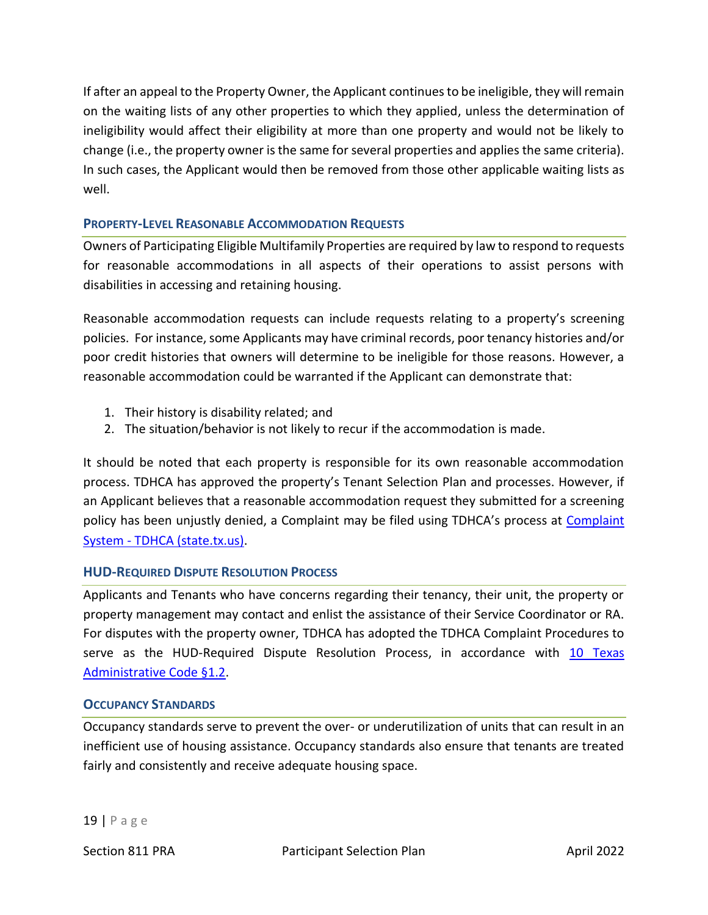If after an appeal to the Property Owner, the Applicant continues to be ineligible, they will remain on the waiting lists of any other properties to which they applied, unless the determination of ineligibility would affect their eligibility at more than one property and would not be likely to change (i.e., the property owner is the same for several properties and applies the same criteria). In such cases, the Applicant would then be removed from those other applicable waiting lists as well.

### Property-Level Reasonable Accommodation Requests

Owners of Participating Eligible Multifamily Properties are required by law to respond to requests for reasonable accommodations in all aspects of their operations to assist persons with disabilities in accessing and retaining housing.

Reasonable accommodation requests can include requests relating to a property's screening policies. For instance, some Applicants may have criminal records, poor tenancy histories and/or poor credit histories that owners will determine to be ineligible for those reasons. However, a reasonable accommodation could be warranted if the Applicant can demonstrate that:

1. Their history is disability related; and
2. The situation/behavior is not likely to recur if the accommodation is made.

It should be noted that each property is responsible for its own reasonable accommodation process. TDHCA has approved the property's Tenant Selection Plan and processes. However, if an Applicant believes that a reasonable accommodation request they submitted for a screening policy has been unjustly denied, a Complaint may be filed using TDHCA's process at [Complaint System - TDHCA (state.tx.us)].

### HUD-Required Dispute Resolution Process

Applicants and Tenants who have concerns regarding their tenancy, their unit, the property or property management may contact and enlist the assistance of their Service Coordinator or RA. For disputes with the property owner, TDHCA has adopted the TDHCA Complaint Procedures to serve as the HUD-Required Dispute Resolution Process, in accordance with [10 Texas Administrative Code §1.2].

### Occupancy Standards

Occupancy standards serve to prevent the over- or underutilization of units that can result in an inefficient use of housing assistance. Occupancy standards also ensure that tenants are treated fairly and consistently and receive adequate housing space.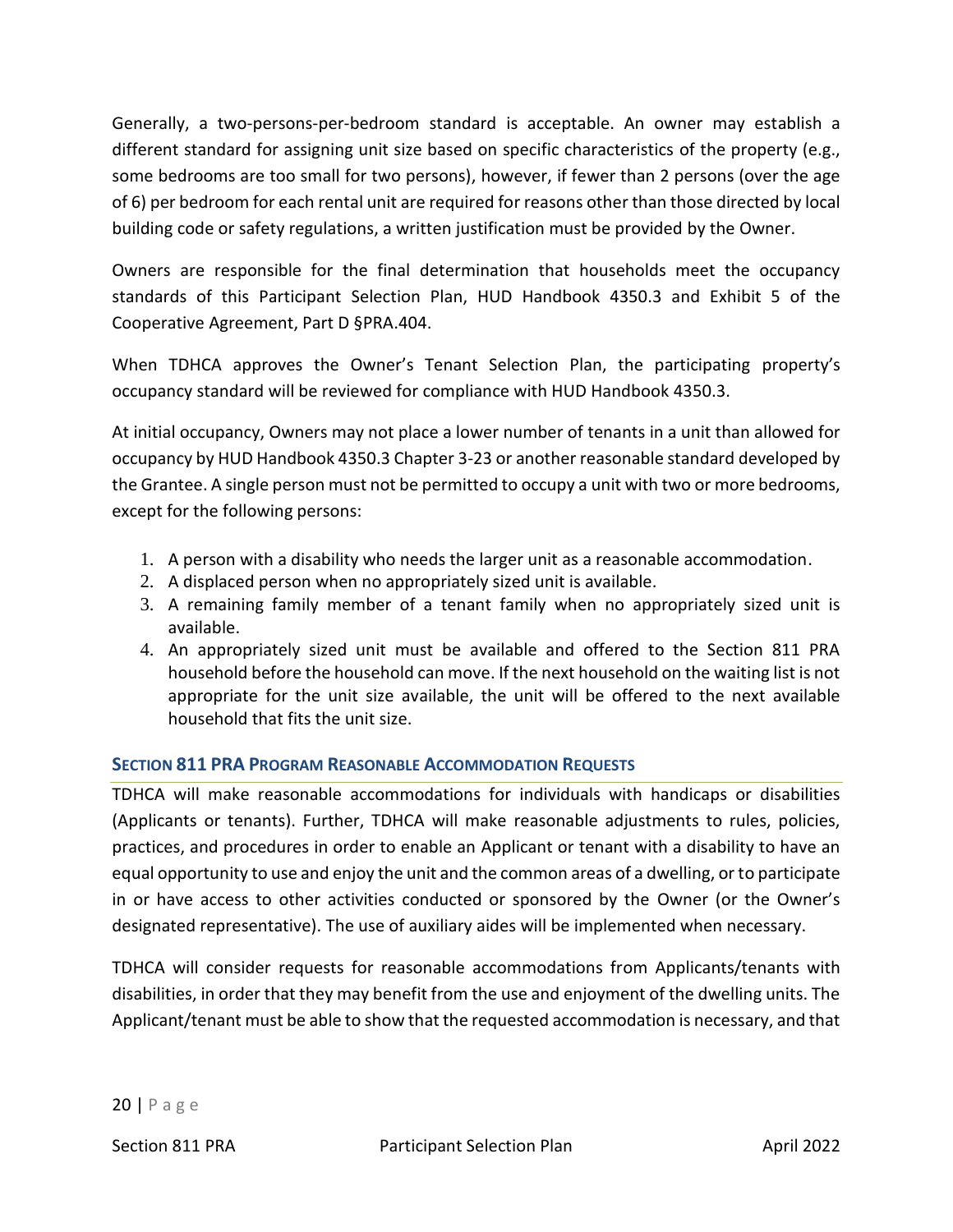Generally, a two-persons-per-bedroom standard is acceptable. An owner may establish a different standard for assigning unit size based on specific characteristics of the property (e.g., some bedrooms are too small for two persons), however, if fewer than 2 persons (over the age of 6) per bedroom for each rental unit are required for reasons other than those directed by local building code or safety regulations, a written justification must be provided by the Owner.

Owners are responsible for the final determination that households meet the occupancy standards of this Participant Selection Plan, HUD Handbook 4350.3 and Exhibit 5 of the Cooperative Agreement, Part D §PRA.404.

When TDHCA approves the Owner's Tenant Selection Plan, the participating property's occupancy standard will be reviewed for compliance with HUD Handbook 4350.3.

At initial occupancy, Owners may not place a lower number of tenants in a unit than allowed for occupancy by HUD Handbook 4350.3 Chapter 3-23 or another reasonable standard developed by the Grantee. A single person must not be permitted to occupy a unit with two or more bedrooms, except for the following persons:

1. A person with a disability who needs the larger unit as a reasonable accommodation.
2. A displaced person when no appropriately sized unit is available.
3. A remaining family member of a tenant family when no appropriately sized unit is available.
4. An appropriately sized unit must be available and offered to the Section 811 PRA household before the household can move. If the next household on the waiting list is not appropriate for the unit size available, the unit will be offered to the next available household that fits the unit size.

### Section 811 PRA Program Reasonable Accommodation Requests

TDHCA will make reasonable accommodations for individuals with handicaps or disabilities (Applicants or tenants). Further, TDHCA will make reasonable adjustments to rules, policies, practices, and procedures in order to enable an Applicant or tenant with a disability to have an equal opportunity to use and enjoy the unit and the common areas of a dwelling, or to participate in or have access to other activities conducted or sponsored by the Owner (or the Owner's designated representative). The use of auxiliary aides will be implemented when necessary.

TDHCA will consider requests for reasonable accommodations from Applicants/tenants with disabilities, in order that they may benefit from the use and enjoyment of the dwelling units. The Applicant/tenant must be able to show that the requested accommodation is necessary, and that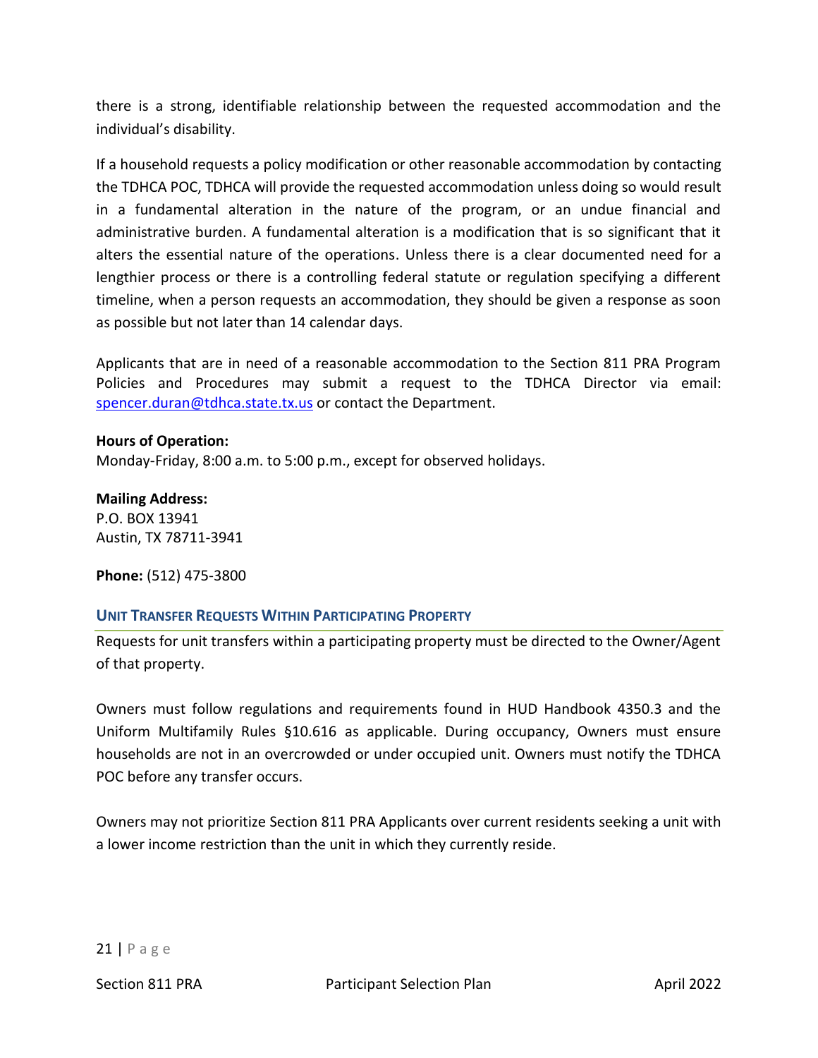there is a strong, identifiable relationship between the requested accommodation and the individual's disability.

If a household requests a policy modification or other reasonable accommodation by contacting the TDHCA POC, TDHCA will provide the requested accommodation unless doing so would result in a fundamental alteration in the nature of the program, or an undue financial and administrative burden. A fundamental alteration is a modification that is so significant that it alters the essential nature of the operations. Unless there is a clear documented need for a lengthier process or there is a controlling federal statute or regulation specifying a different timeline, when a person requests an accommodation, they should be given a response as soon as possible but not later than 14 calendar days.

Applicants that are in need of a reasonable accommodation to the Section 811 PRA Program Policies and Procedures may submit a request to the TDHCA Director via email: [spencer.duran@tdhca.state.tx.us](mailto:spencer.duran@tdhca.state.tx.us) or contact the Department.

**Hours of Operation:**
Monday-Friday, 8:00 a.m. to 5:00 p.m., except for observed holidays.

**Mailing Address:**
P.O. BOX 13941
Austin, TX 78711-3941

**Phone:** (512) 475-3800

## Unit Transfer Requests Within Participating Property

Requests for unit transfers within a participating property must be directed to the Owner/Agent of that property.

Owners must follow regulations and requirements found in HUD Handbook 4350.3 and the Uniform Multifamily Rules §10.616 as applicable. During occupancy, Owners must ensure households are not in an overcrowded or under occupied unit. Owners must notify the TDHCA POC before any transfer occurs.

Owners may not prioritize Section 811 PRA Applicants over current residents seeking a unit with a lower income restriction than the unit in which they currently reside.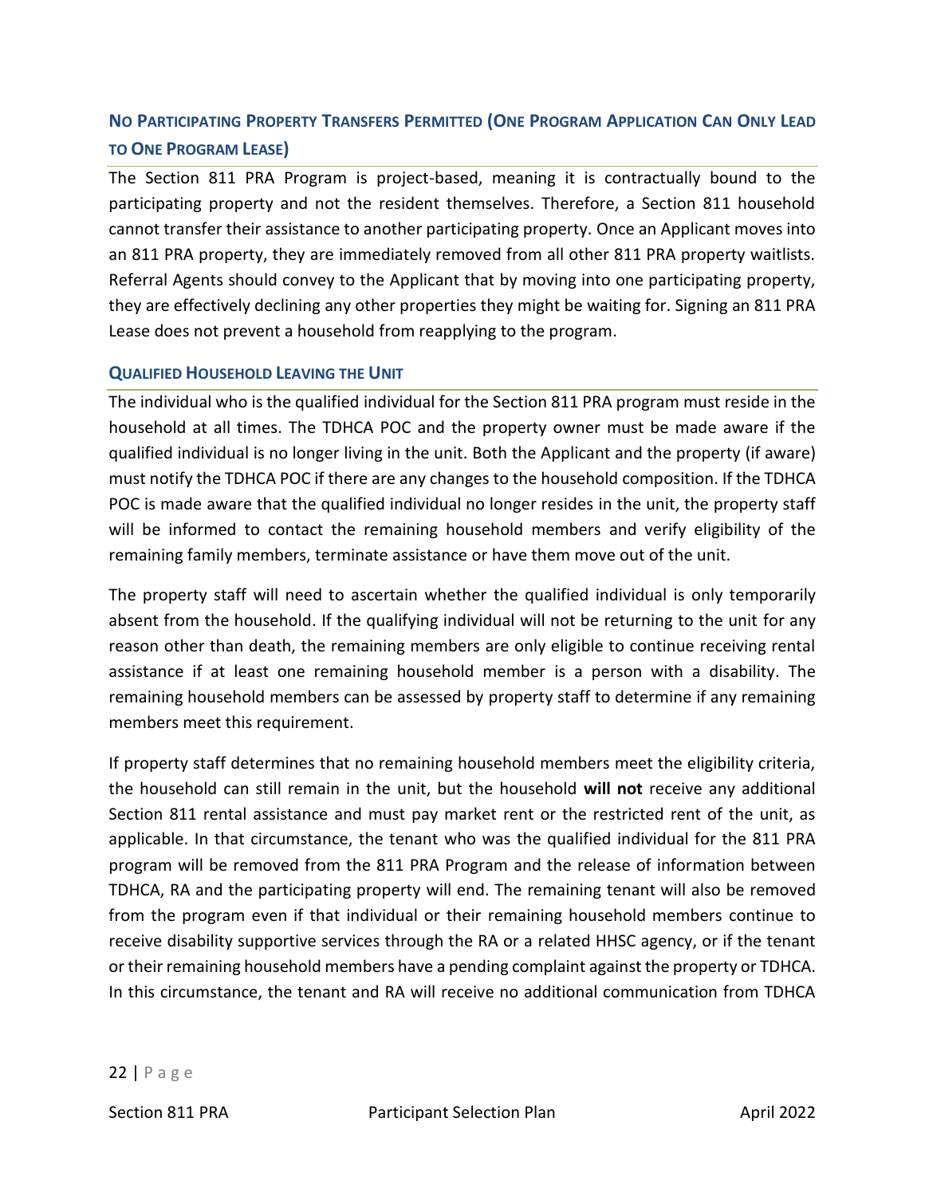### No Participating Property Transfers Permitted (One Program Application Can Only Lead to One Program Lease)

The Section 811 PRA Program is project-based, meaning it is contractually bound to the participating property and not the resident themselves. Therefore, a Section 811 household cannot transfer their assistance to another participating property. Once an Applicant moves into an 811 PRA property, they are immediately removed from all other 811 PRA property waitlists. Referral Agents should convey to the Applicant that by moving into one participating property, they are effectively declining any other properties they might be waiting for. Signing an 811 PRA Lease does not prevent a household from reapplying to the program.

#### Qualified Household Leaving the Unit

The individual who is the qualified individual for the Section 811 PRA program must reside in the household at all times. The TDHCA POC and the property owner must be made aware if the qualified individual is no longer living in the unit. Both the Applicant and the property (if aware) must notify the TDHCA POC if there are any changes to the household composition. If the TDHCA POC is made aware that the qualified individual no longer resides in the unit, the property staff will be informed to contact the remaining household members and verify eligibility of the remaining family members, terminate assistance or have them move out of the unit.

The property staff will need to ascertain whether the qualified individual is only temporarily absent from the household. If the qualifying individual will not be returning to the unit for any reason other than death, the remaining members are only eligible to continue receiving rental assistance if at least one remaining household member is a person with a disability. The remaining household members can be assessed by property staff to determine if any remaining members meet this requirement.

If property staff determines that no remaining household members meet the eligibility criteria, the household can still remain in the unit, but the household **will not** receive any additional Section 811 rental assistance and must pay market rent or the restricted rent of the unit, as applicable. In that circumstance, the tenant who was the qualified individual for the 811 PRA program will be removed from the 811 PRA Program and the release of information between TDHCA, RA and the participating property will end. The remaining tenant will also be removed from the program even if that individual or their remaining household members continue to receive disability supportive services through the RA or a related HHSC agency, or if the tenant or their remaining household members have a pending complaint against the property or TDHCA. In this circumstance, the tenant and RA will receive no additional communication from TDHCA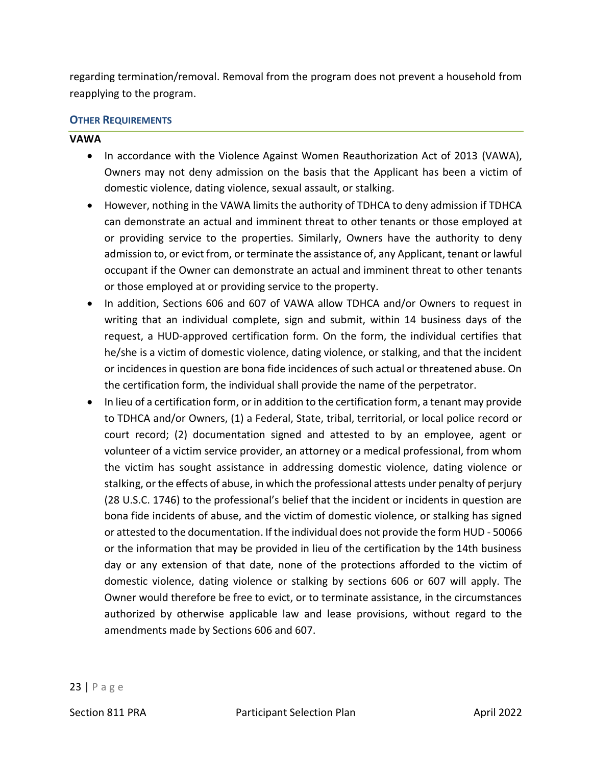regarding termination/removal. Removal from the program does not prevent a household from reapplying to the program.

## OTHER REQUIREMENTS

**VAWA**

- In accordance with the Violence Against Women Reauthorization Act of 2013 (VAWA), Owners may not deny admission on the basis that the Applicant has been a victim of domestic violence, dating violence, sexual assault, or stalking.
- However, nothing in the VAWA limits the authority of TDHCA to deny admission if TDHCA can demonstrate an actual and imminent threat to other tenants or those employed at or providing service to the properties. Similarly, Owners have the authority to deny admission to, or evict from, or terminate the assistance of, any Applicant, tenant or lawful occupant if the Owner can demonstrate an actual and imminent threat to other tenants or those employed at or providing service to the property.
- In addition, Sections 606 and 607 of VAWA allow TDHCA and/or Owners to request in writing that an individual complete, sign and submit, within 14 business days of the request, a HUD-approved certification form. On the form, the individual certifies that he/she is a victim of domestic violence, dating violence, or stalking, and that the incident or incidences in question are bona fide incidences of such actual or threatened abuse. On the certification form, the individual shall provide the name of the perpetrator.
- In lieu of a certification form, or in addition to the certification form, a tenant may provide to TDHCA and/or Owners, (1) a Federal, State, tribal, territorial, or local police record or court record; (2) documentation signed and attested to by an employee, agent or volunteer of a victim service provider, an attorney or a medical professional, from whom the victim has sought assistance in addressing domestic violence, dating violence or stalking, or the effects of abuse, in which the professional attests under penalty of perjury (28 U.S.C. 1746) to the professional's belief that the incident or incidents in question are bona fide incidents of abuse, and the victim of domestic violence, or stalking has signed or attested to the documentation. If the individual does not provide the form HUD - 50066 or the information that may be provided in lieu of the certification by the 14th business day or any extension of that date, none of the protections afforded to the victim of domestic violence, dating violence or stalking by sections 606 or 607 will apply. The Owner would therefore be free to evict, or to terminate assistance, in the circumstances authorized by otherwise applicable law and lease provisions, without regard to the amendments made by Sections 606 and 607.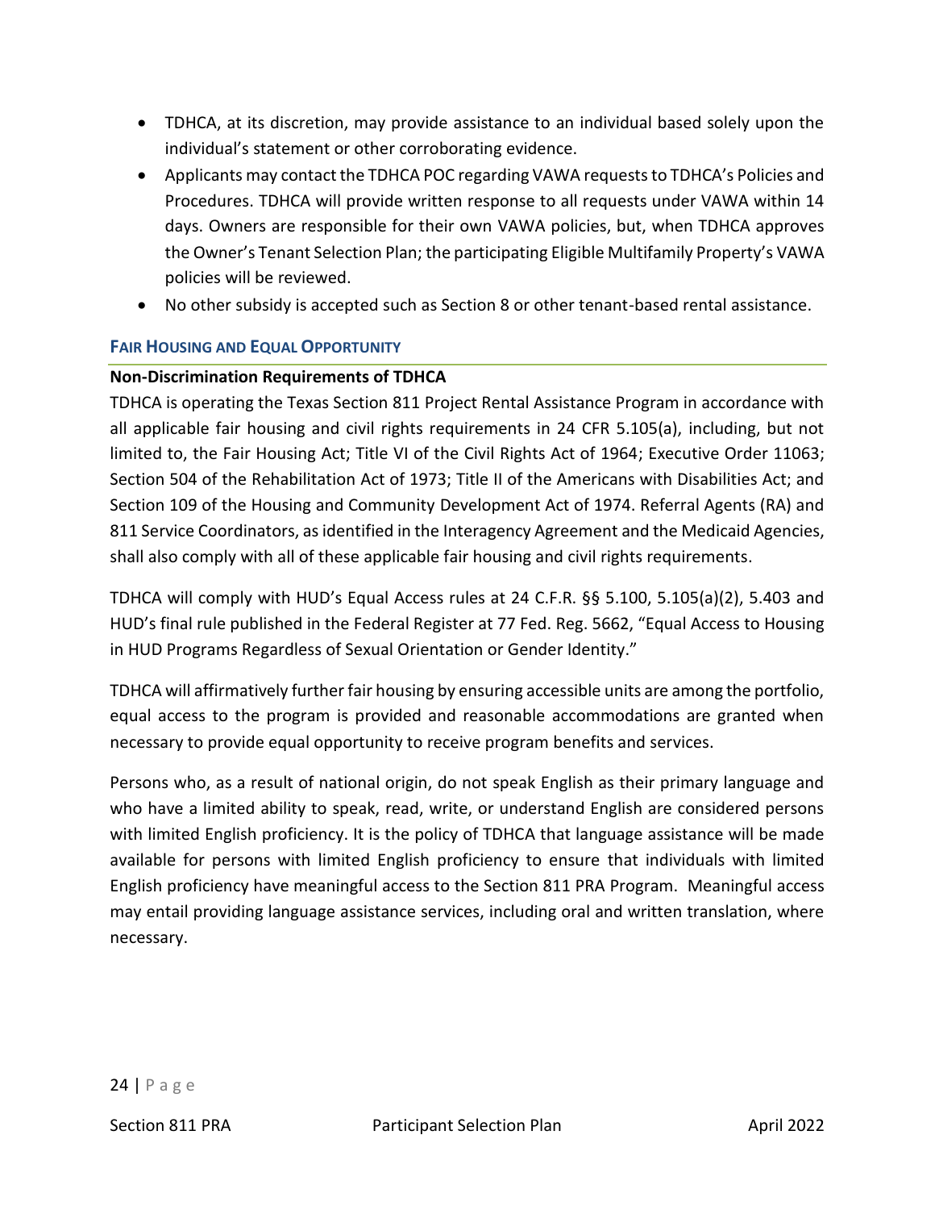- TDHCA, at its discretion, may provide assistance to an individual based solely upon the individual's statement or other corroborating evidence.
- Applicants may contact the TDHCA POC regarding VAWA requests to TDHCA's Policies and Procedures. TDHCA will provide written response to all requests under VAWA within 14 days. Owners are responsible for their own VAWA policies, but, when TDHCA approves the Owner's Tenant Selection Plan; the participating Eligible Multifamily Property's VAWA policies will be reviewed.
- No other subsidy is accepted such as Section 8 or other tenant-based rental assistance.

## FAIR HOUSING AND EQUAL OPPORTUNITY

**Non-Discrimination Requirements of TDHCA**

TDHCA is operating the Texas Section 811 Project Rental Assistance Program in accordance with all applicable fair housing and civil rights requirements in 24 CFR 5.105(a), including, but not limited to, the Fair Housing Act; Title VI of the Civil Rights Act of 1964; Executive Order 11063; Section 504 of the Rehabilitation Act of 1973; Title II of the Americans with Disabilities Act; and Section 109 of the Housing and Community Development Act of 1974. Referral Agents (RA) and 811 Service Coordinators, as identified in the Interagency Agreement and the Medicaid Agencies, shall also comply with all of these applicable fair housing and civil rights requirements.

TDHCA will comply with HUD's Equal Access rules at 24 C.F.R. §§ 5.100, 5.105(a)(2), 5.403 and HUD's final rule published in the Federal Register at 77 Fed. Reg. 5662, "Equal Access to Housing in HUD Programs Regardless of Sexual Orientation or Gender Identity."

TDHCA will affirmatively further fair housing by ensuring accessible units are among the portfolio, equal access to the program is provided and reasonable accommodations are granted when necessary to provide equal opportunity to receive program benefits and services.

Persons who, as a result of national origin, do not speak English as their primary language and who have a limited ability to speak, read, write, or understand English are considered persons with limited English proficiency. It is the policy of TDHCA that language assistance will be made available for persons with limited English proficiency to ensure that individuals with limited English proficiency have meaningful access to the Section 811 PRA Program. Meaningful access may entail providing language assistance services, including oral and written translation, where necessary.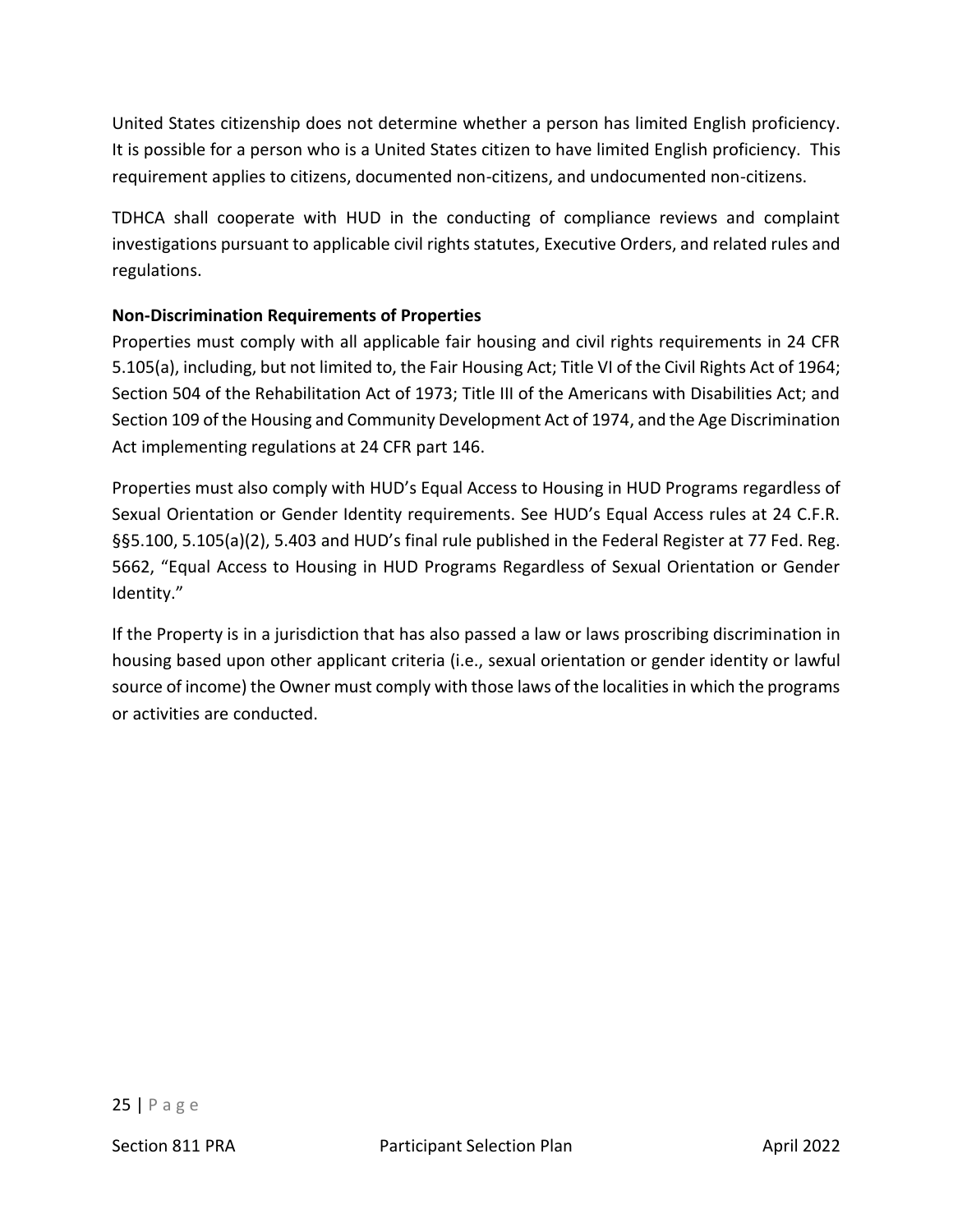United States citizenship does not determine whether a person has limited English proficiency. It is possible for a person who is a United States citizen to have limited English proficiency. This requirement applies to citizens, documented non-citizens, and undocumented non-citizens.

TDHCA shall cooperate with HUD in the conducting of compliance reviews and complaint investigations pursuant to applicable civil rights statutes, Executive Orders, and related rules and regulations.

**Non-Discrimination Requirements of Properties**

Properties must comply with all applicable fair housing and civil rights requirements in 24 CFR 5.105(a), including, but not limited to, the Fair Housing Act; Title VI of the Civil Rights Act of 1964; Section 504 of the Rehabilitation Act of 1973; Title III of the Americans with Disabilities Act; and Section 109 of the Housing and Community Development Act of 1974, and the Age Discrimination Act implementing regulations at 24 CFR part 146.

Properties must also comply with HUD's Equal Access to Housing in HUD Programs regardless of Sexual Orientation or Gender Identity requirements. See HUD's Equal Access rules at 24 C.F.R. §§5.100, 5.105(a)(2), 5.403 and HUD's final rule published in the Federal Register at 77 Fed. Reg. 5662, "Equal Access to Housing in HUD Programs Regardless of Sexual Orientation or Gender Identity."

If the Property is in a jurisdiction that has also passed a law or laws proscribing discrimination in housing based upon other applicant criteria (i.e., sexual orientation or gender identity or lawful source of income) the Owner must comply with those laws of the localities in which the programs or activities are conducted.